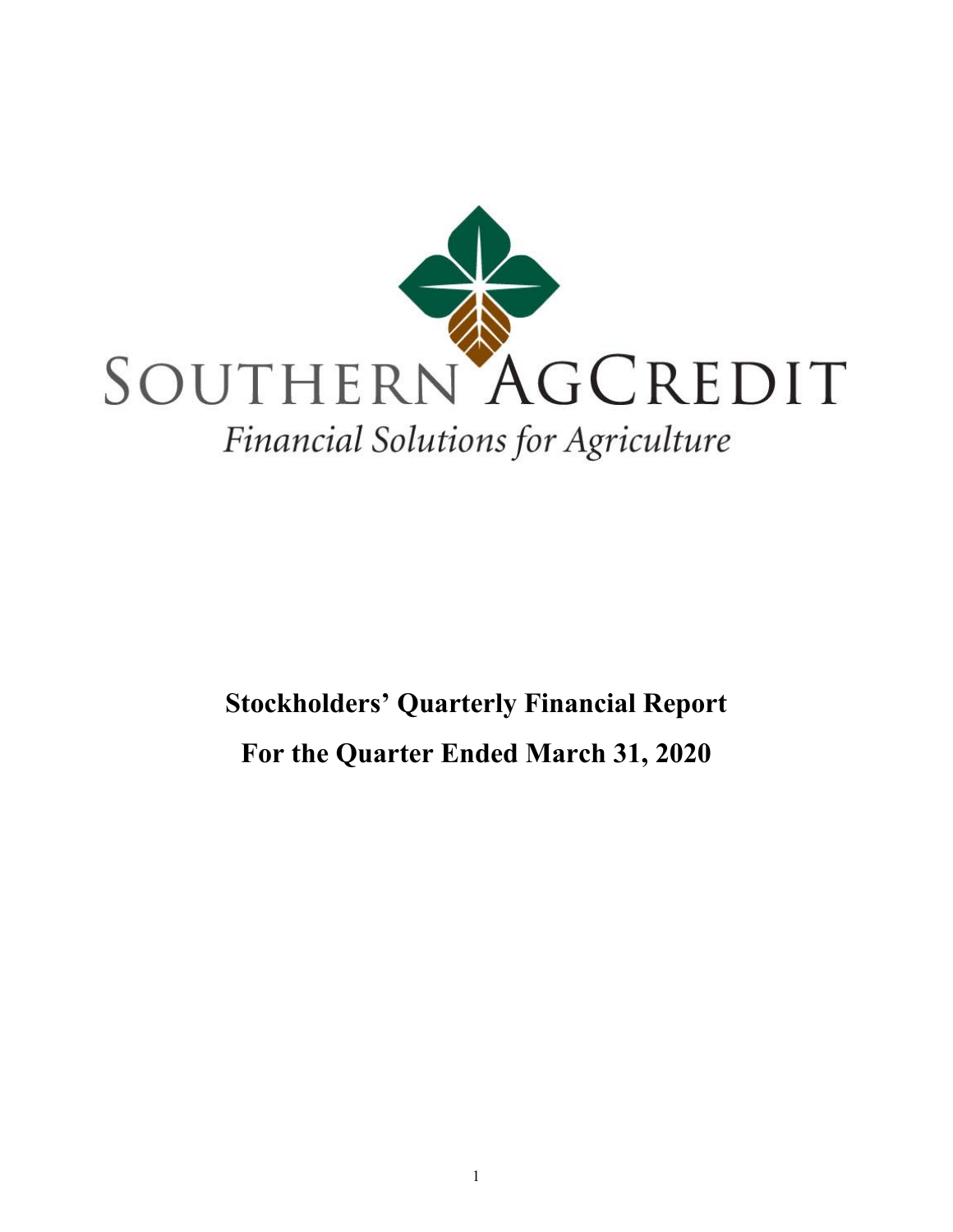SOUTHERN AGCREDIT

*Financial Solutions for Agriculture*

# Stockholders' Quarterly Financial Report

# For the Quarter Ended March 31, 2020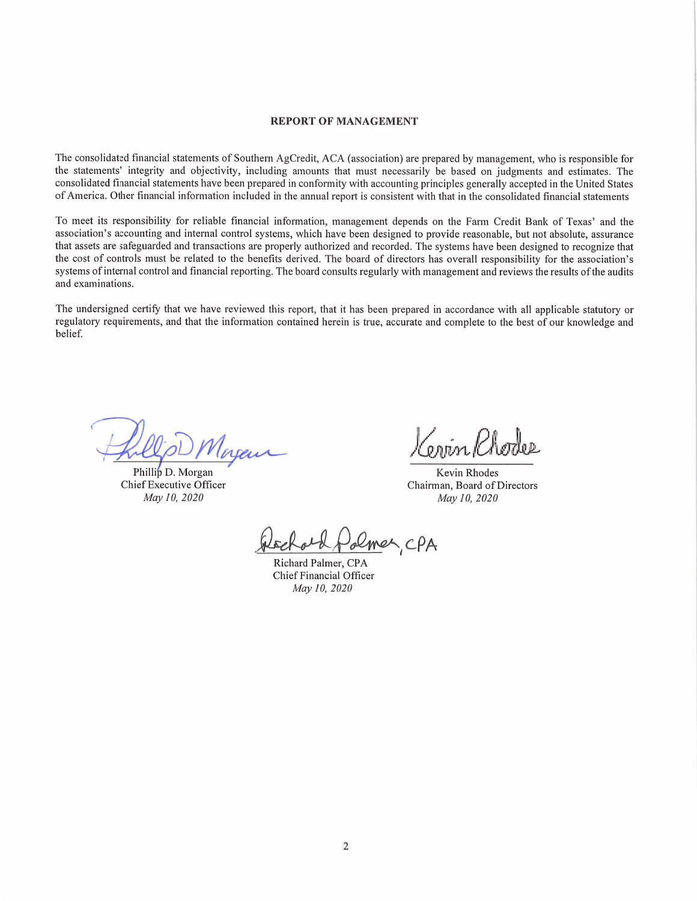## REPORT OF MANAGEMENT

The consolidated financial statements of Southern AgCredit, ACA (association) are prepared by management, who is responsible for the statements' integrity and objectivity, including amounts that must necessarily be based on judgments and estimates. The consolidated financial statements have been prepared in conformity with accounting principles generally accepted in the United States of America. Other financial information included in the annual report is consistent with that in the consolidated financial statements

To meet its responsibility for reliable financial information, management depends on the Farm Credit Bank of Texas' and the association's accounting and internal control systems, which have been designed to provide reasonable, but not absolute, assurance that assets are safeguarded and transactions are properly authorized and recorded. The systems have been designed to recognize that the cost of controls must be related to the benefits derived. The board of directors has overall responsibility for the association's systems of internal control and financial reporting. The board consults regularly with management and reviews the results of the audits and examinations.

The undersigned certify that we have reviewed this report, that it has been prepared in accordance with all applicable statutory or regulatory requirements, and that the information contained herein is true, accurate and complete to the best of our knowledge and belief.

Phillip D. Morgan
Chief Executive Officer
*May 10, 2020*

Kevin Rhodes
Chairman, Board of Directors
*May 10, 2020*

Richard Palmer, CPA
Chief Financial Officer
*May 10, 2020*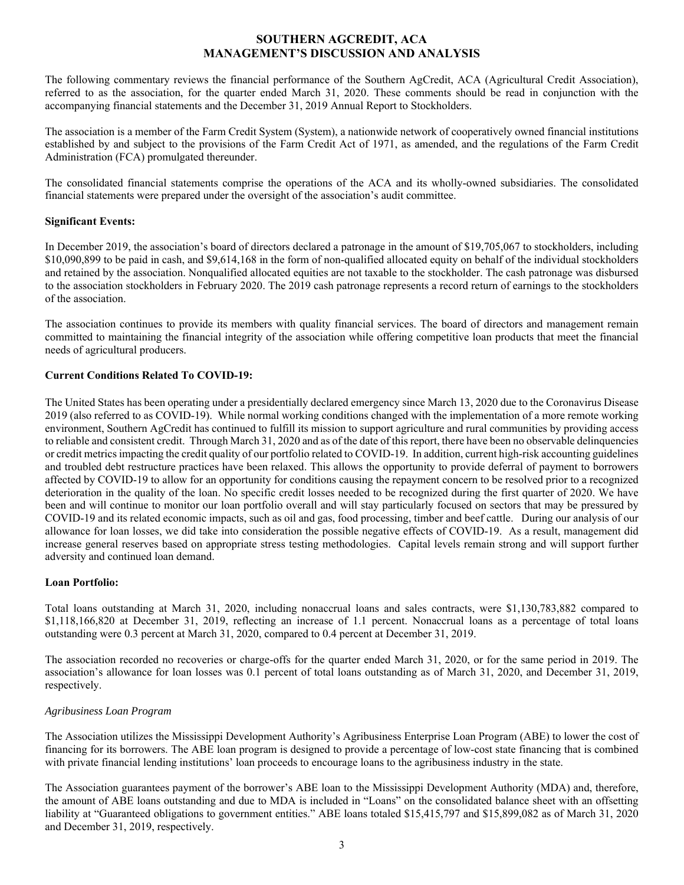# SOUTHERN AGCREDIT, ACA
# MANAGEMENT'S DISCUSSION AND ANALYSIS

The following commentary reviews the financial performance of the Southern AgCredit, ACA (Agricultural Credit Association), referred to as the association, for the quarter ended March 31, 2020. These comments should be read in conjunction with the accompanying financial statements and the December 31, 2019 Annual Report to Stockholders.

The association is a member of the Farm Credit System (System), a nationwide network of cooperatively owned financial institutions established by and subject to the provisions of the Farm Credit Act of 1971, as amended, and the regulations of the Farm Credit Administration (FCA) promulgated thereunder.

The consolidated financial statements comprise the operations of the ACA and its wholly-owned subsidiaries. The consolidated financial statements were prepared under the oversight of the association's audit committee.

**Significant Events:**

In December 2019, the association's board of directors declared a patronage in the amount of $19,705,067 to stockholders, including $10,090,899 to be paid in cash, and $9,614,168 in the form of non-qualified allocated equity on behalf of the individual stockholders and retained by the association. Nonqualified allocated equities are not taxable to the stockholder. The cash patronage was disbursed to the association stockholders in February 2020. The 2019 cash patronage represents a record return of earnings to the stockholders of the association.

The association continues to provide its members with quality financial services. The board of directors and management remain committed to maintaining the financial integrity of the association while offering competitive loan products that meet the financial needs of agricultural producers.

**Current Conditions Related To COVID-19:**

The United States has been operating under a presidentially declared emergency since March 13, 2020 due to the Coronavirus Disease 2019 (also referred to as COVID-19). While normal working conditions changed with the implementation of a more remote working environment, Southern AgCredit has continued to fulfill its mission to support agriculture and rural communities by providing access to reliable and consistent credit. Through March 31, 2020 and as of the date of this report, there have been no observable delinquencies or credit metrics impacting the credit quality of our portfolio related to COVID-19. In addition, current high-risk accounting guidelines and troubled debt restructure practices have been relaxed. This allows the opportunity to provide deferral of payment to borrowers affected by COVID-19 to allow for an opportunity for conditions causing the repayment concern to be resolved prior to a recognized deterioration in the quality of the loan. No specific credit losses needed to be recognized during the first quarter of 2020. We have been and will continue to monitor our loan portfolio overall and will stay particularly focused on sectors that may be pressured by COVID-19 and its related economic impacts, such as oil and gas, food processing, timber and beef cattle. During our analysis of our allowance for loan losses, we did take into consideration the possible negative effects of COVID-19. As a result, management did increase general reserves based on appropriate stress testing methodologies. Capital levels remain strong and will support further adversity and continued loan demand.

**Loan Portfolio:**

Total loans outstanding at March 31, 2020, including nonaccrual loans and sales contracts, were $1,130,783,882 compared to $1,118,166,820 at December 31, 2019, reflecting an increase of 1.1 percent. Nonaccrual loans as a percentage of total loans outstanding were 0.3 percent at March 31, 2020, compared to 0.4 percent at December 31, 2019.

The association recorded no recoveries or charge-offs for the quarter ended March 31, 2020, or for the same period in 2019. The association's allowance for loan losses was 0.1 percent of total loans outstanding as of March 31, 2020, and December 31, 2019, respectively.

*Agribusiness Loan Program*

The Association utilizes the Mississippi Development Authority's Agribusiness Enterprise Loan Program (ABE) to lower the cost of financing for its borrowers. The ABE loan program is designed to provide a percentage of low-cost state financing that is combined with private financial lending institutions' loan proceeds to encourage loans to the agribusiness industry in the state.

The Association guarantees payment of the borrower's ABE loan to the Mississippi Development Authority (MDA) and, therefore, the amount of ABE loans outstanding and due to MDA is included in "Loans" on the consolidated balance sheet with an offsetting liability at "Guaranteed obligations to government entities." ABE loans totaled $15,415,797 and $15,899,082 as of March 31, 2020 and December 31, 2019, respectively.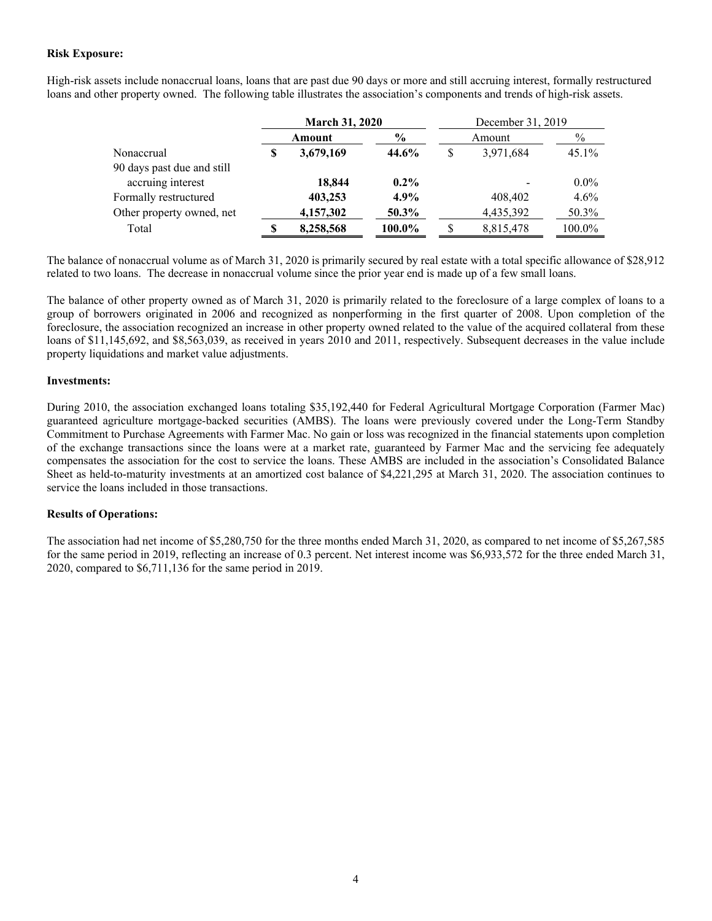**Risk Exposure:**

High-risk assets include nonaccrual loans, loans that are past due 90 days or more and still accruing interest, formally restructured loans and other property owned. The following table illustrates the association's components and trends of high-risk assets.

| | **March 31, 2020** | | December 31, 2019 | |
|---|---|---|---|---|
| | **Amount** | **%** | Amount | % |
| Nonaccrual | **$ 3,679,169** | **44.6%** | $ 3,971,684 | 45.1% |
| 90 days past due and still accruing interest | **18,844** | **0.2%** | - | 0.0% |
| Formally restructured | **403,253** | **4.9%** | 408,402 | 4.6% |
| Other property owned, net | **4,157,302** | **50.3%** | 4,435,392 | 50.3% |
| Total | **$ 8,258,568** | **100.0%** | $ 8,815,478 | 100.0% |

The balance of nonaccrual volume as of March 31, 2020 is primarily secured by real estate with a total specific allowance of $28,912 related to two loans. The decrease in nonaccrual volume since the prior year end is made up of a few small loans.

The balance of other property owned as of March 31, 2020 is primarily related to the foreclosure of a large complex of loans to a group of borrowers originated in 2006 and recognized as nonperforming in the first quarter of 2008. Upon completion of the foreclosure, the association recognized an increase in other property owned related to the value of the acquired collateral from these loans of $11,145,692, and $8,563,039, as received in years 2010 and 2011, respectively. Subsequent decreases in the value include property liquidations and market value adjustments.

**Investments:**

During 2010, the association exchanged loans totaling $35,192,440 for Federal Agricultural Mortgage Corporation (Farmer Mac) guaranteed agriculture mortgage-backed securities (AMBS). The loans were previously covered under the Long-Term Standby Commitment to Purchase Agreements with Farmer Mac. No gain or loss was recognized in the financial statements upon completion of the exchange transactions since the loans were at a market rate, guaranteed by Farmer Mac and the servicing fee adequately compensates the association for the cost to service the loans. These AMBS are included in the association's Consolidated Balance Sheet as held-to-maturity investments at an amortized cost balance of $4,221,295 at March 31, 2020. The association continues to service the loans included in those transactions.

**Results of Operations:**

The association had net income of $5,280,750 for the three months ended March 31, 2020, as compared to net income of $5,267,585 for the same period in 2019, reflecting an increase of 0.3 percent. Net interest income was $6,933,572 for the three ended March 31, 2020, compared to $6,711,136 for the same period in 2019.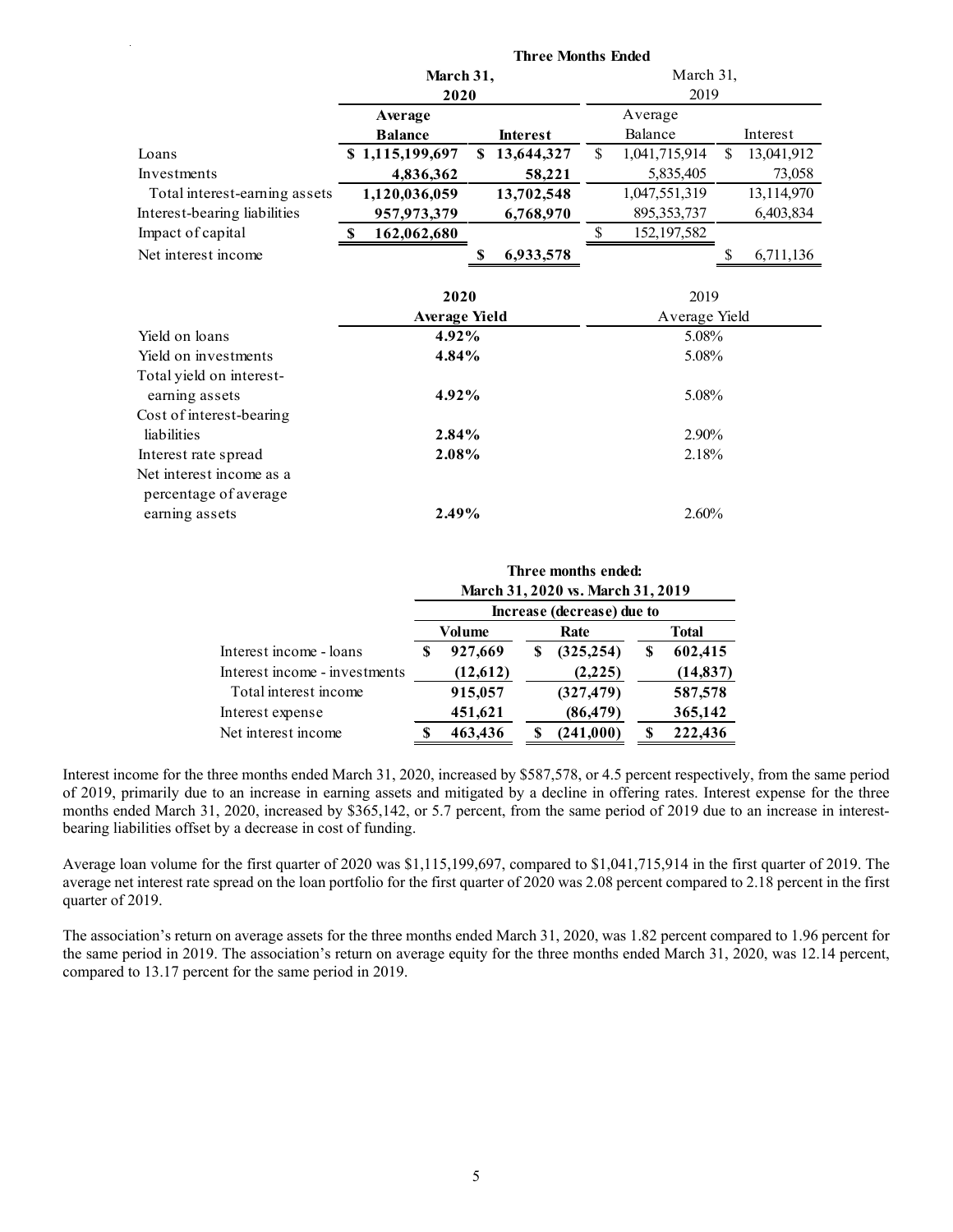| | Three Months Ended | | | |
|---|---|---|---|---|
| | **March 31, 2020** | | March 31, 2019 | |
| | **Average Balance** | **Interest** | Average Balance | Interest |
| Loans | **$ 1,115,199,697** | **$ 13,644,327** | $ 1,041,715,914 | $ 13,041,912 |
| Investments | **4,836,362** | **58,221** | 5,835,405 | 73,058 |
| Total interest-earning assets | **1,120,036,059** | **13,702,548** | 1,047,551,319 | 13,114,970 |
| Interest-bearing liabilities | **957,973,379** | **6,768,970** | 895,353,737 | 6,403,834 |
| Impact of capital | **$ 162,062,680** | | $ 152,197,582 | |
| Net interest income | | **$ 6,933,578** | | $ 6,711,136 |

| | **2020 Average Yield** | 2019 Average Yield |
|---|---|---|
| Yield on loans | **4.92%** | 5.08% |
| Yield on investments | **4.84%** | 5.08% |
| Total yield on interest-earning assets | **4.92%** | 5.08% |
| Cost of interest-bearing liabilities | **2.84%** | 2.90% |
| Interest rate spread | **2.08%** | 2.18% |
| Net interest income as a percentage of average earning assets | **2.49%** | 2.60% |

| | **Three months ended: March 31, 2020 vs. March 31, 2019** | | |
|---|---|---|---|
| | **Increase (decrease) due to** | | |
| | **Volume** | **Rate** | **Total** |
| Interest income - loans | **$ 927,669** | **$ (325,254)** | **$ 602,415** |
| Interest income - investments | **(12,612)** | **(2,225)** | **(14,837)** |
| Total interest income | **915,057** | **(327,479)** | **587,578** |
| Interest expense | **451,621** | **(86,479)** | **365,142** |
| Net interest income | **$ 463,436** | **$ (241,000)** | **$ 222,436** |

Interest income for the three months ended March 31, 2020, increased by $587,578, or 4.5 percent respectively, from the same period of 2019, primarily due to an increase in earning assets and mitigated by a decline in offering rates. Interest expense for the three months ended March 31, 2020, increased by $365,142, or 5.7 percent, from the same period of 2019 due to an increase in interest-bearing liabilities offset by a decrease in cost of funding.

Average loan volume for the first quarter of 2020 was $1,115,199,697, compared to $1,041,715,914 in the first quarter of 2019. The average net interest rate spread on the loan portfolio for the first quarter of 2020 was 2.08 percent compared to 2.18 percent in the first quarter of 2019.

The association's return on average assets for the three months ended March 31, 2020, was 1.82 percent compared to 1.96 percent for the same period in 2019. The association's return on average equity for the three months ended March 31, 2020, was 12.14 percent, compared to 13.17 percent for the same period in 2019.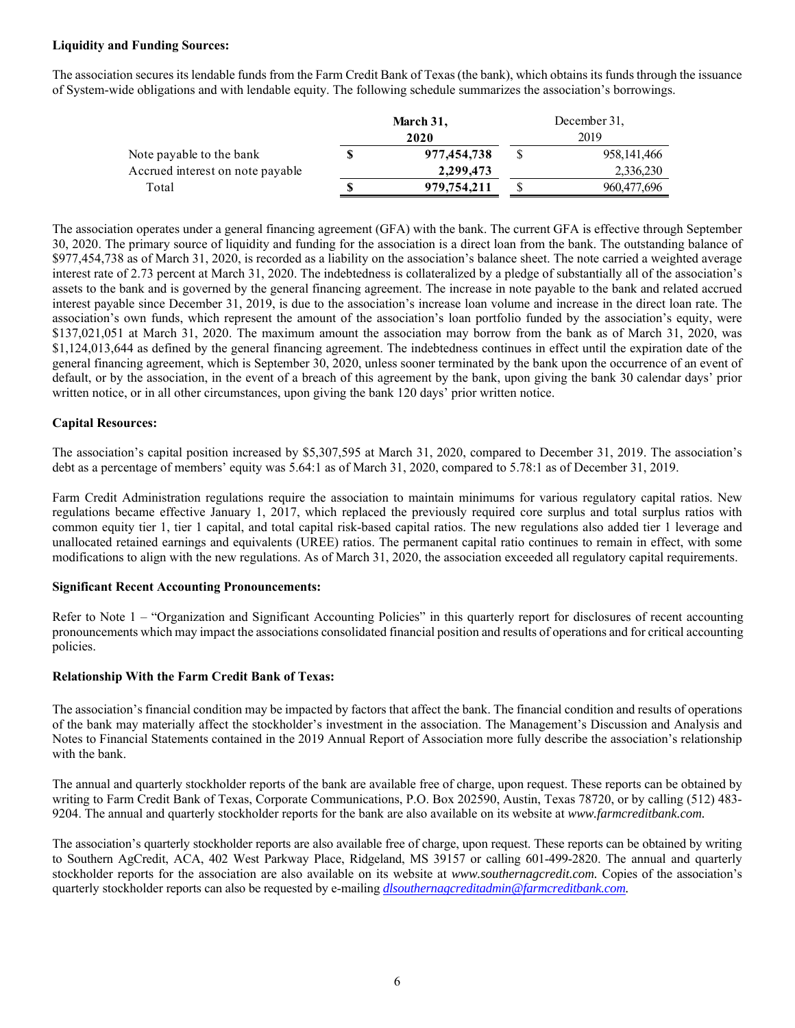**Liquidity and Funding Sources:**

The association secures its lendable funds from the Farm Credit Bank of Texas (the bank), which obtains its funds through the issuance of System-wide obligations and with lendable equity. The following schedule summarizes the association's borrowings.

| | **March 31, 2020** | December 31, 2019 |
|---|---|---|
| Note payable to the bank | **$ 977,454,738** | $ 958,141,466 |
| Accrued interest on note payable | **2,299,473** | 2,336,230 |
| Total | **$ 979,754,211** | $ 960,477,696 |

The association operates under a general financing agreement (GFA) with the bank. The current GFA is effective through September 30, 2020. The primary source of liquidity and funding for the association is a direct loan from the bank. The outstanding balance of $977,454,738 as of March 31, 2020, is recorded as a liability on the association's balance sheet. The note carried a weighted average interest rate of 2.73 percent at March 31, 2020. The indebtedness is collateralized by a pledge of substantially all of the association's assets to the bank and is governed by the general financing agreement. The increase in note payable to the bank and related accrued interest payable since December 31, 2019, is due to the association's increase loan volume and increase in the direct loan rate. The association's own funds, which represent the amount of the association's loan portfolio funded by the association's equity, were $137,021,051 at March 31, 2020. The maximum amount the association may borrow from the bank as of March 31, 2020, was $1,124,013,644 as defined by the general financing agreement. The indebtedness continues in effect until the expiration date of the general financing agreement, which is September 30, 2020, unless sooner terminated by the bank upon the occurrence of an event of default, or by the association, in the event of a breach of this agreement by the bank, upon giving the bank 30 calendar days' prior written notice, or in all other circumstances, upon giving the bank 120 days' prior written notice.

**Capital Resources:**

The association's capital position increased by $5,307,595 at March 31, 2020, compared to December 31, 2019. The association's debt as a percentage of members' equity was 5.64:1 as of March 31, 2020, compared to 5.78:1 as of December 31, 2019.

Farm Credit Administration regulations require the association to maintain minimums for various regulatory capital ratios. New regulations became effective January 1, 2017, which replaced the previously required core surplus and total surplus ratios with common equity tier 1, tier 1 capital, and total capital risk-based capital ratios. The new regulations also added tier 1 leverage and unallocated retained earnings and equivalents (UREE) ratios. The permanent capital ratio continues to remain in effect, with some modifications to align with the new regulations. As of March 31, 2020, the association exceeded all regulatory capital requirements.

**Significant Recent Accounting Pronouncements:**

Refer to Note 1 – "Organization and Significant Accounting Policies" in this quarterly report for disclosures of recent accounting pronouncements which may impact the associations consolidated financial position and results of operations and for critical accounting policies.

**Relationship With the Farm Credit Bank of Texas:**

The association's financial condition may be impacted by factors that affect the bank. The financial condition and results of operations of the bank may materially affect the stockholder's investment in the association. The Management's Discussion and Analysis and Notes to Financial Statements contained in the 2019 Annual Report of Association more fully describe the association's relationship with the bank.

The annual and quarterly stockholder reports of the bank are available free of charge, upon request. These reports can be obtained by writing to Farm Credit Bank of Texas, Corporate Communications, P.O. Box 202590, Austin, Texas 78720, or by calling (512) 483-9204. The annual and quarterly stockholder reports for the bank are also available on its website at *www.farmcreditbank.com.*

The association's quarterly stockholder reports are also available free of charge, upon request. These reports can be obtained by writing to Southern AgCredit, ACA, 402 West Parkway Place, Ridgeland, MS 39157 or calling 601-499-2820. The annual and quarterly stockholder reports for the association are also available on its website at *www.southernagcredit.com.* Copies of the association's quarterly stockholder reports can also be requested by e-mailing *dlsouthernagcreditadmin@farmcreditbank.com.*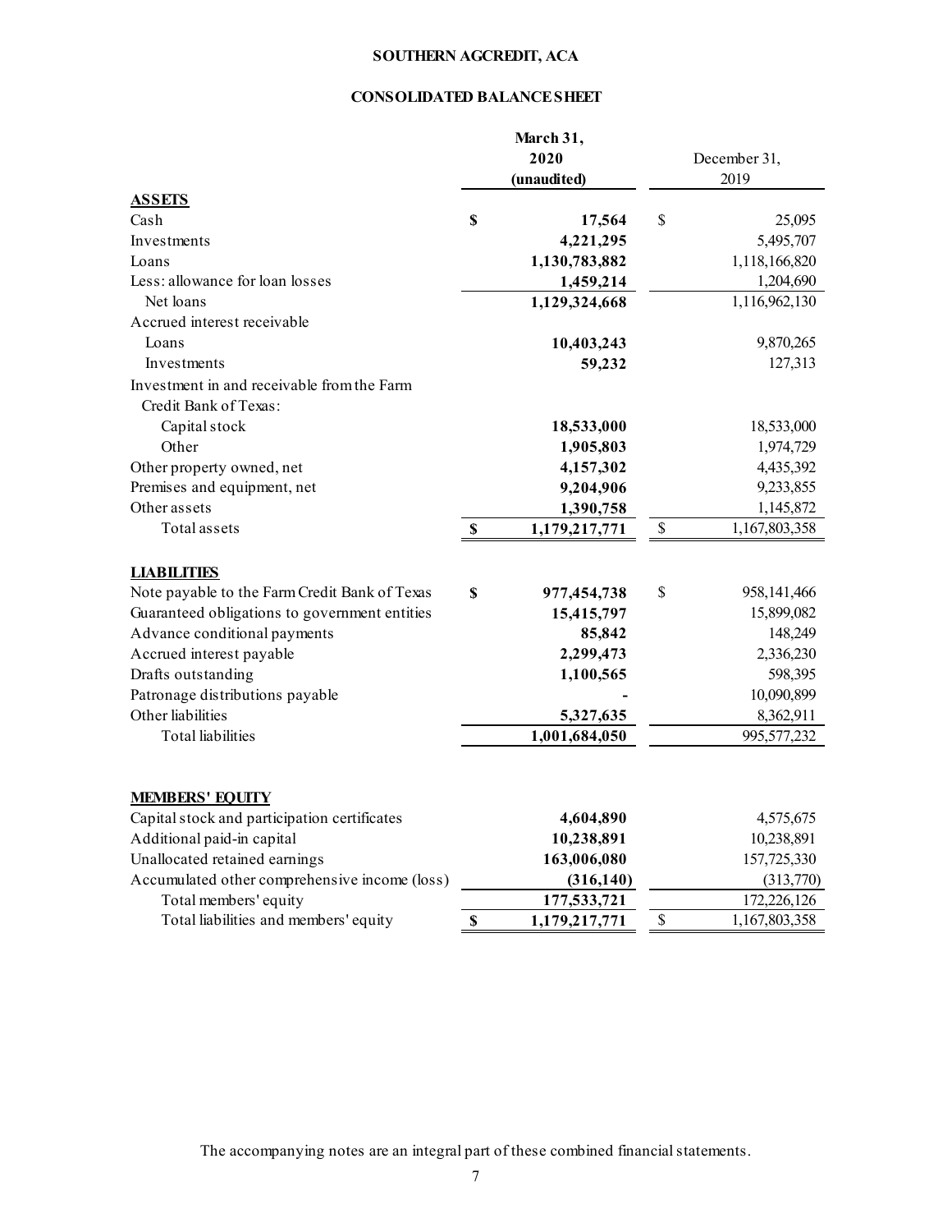# SOUTHERN AGCREDIT, ACA

## CONSOLIDATED BALANCE SHEET

| | March 31, 2020 (unaudited) | December 31, 2019 |
|---|---|---|
| **ASSETS** | | |
| Cash | $ 17,564 | $ 25,095 |
| Investments | 4,221,295 | 5,495,707 |
| Loans | 1,130,783,882 | 1,118,166,820 |
| Less: allowance for loan losses | 1,459,214 | 1,204,690 |
| Net loans | 1,129,324,668 | 1,116,962,130 |
| Accrued interest receivable | | |
| Loans | 10,403,243 | 9,870,265 |
| Investments | 59,232 | 127,313 |
| Investment in and receivable from the Farm Credit Bank of Texas: | | |
| Capital stock | 18,533,000 | 18,533,000 |
| Other | 1,905,803 | 1,974,729 |
| Other property owned, net | 4,157,302 | 4,435,392 |
| Premises and equipment, net | 9,204,906 | 9,233,855 |
| Other assets | 1,390,758 | 1,145,872 |
| Total assets | $ 1,179,217,771 | $ 1,167,803,358 |
| **LIABILITIES** | | |
| Note payable to the Farm Credit Bank of Texas | $ 977,454,738 | $ 958,141,466 |
| Guaranteed obligations to government entities | 15,415,797 | 15,899,082 |
| Advance conditional payments | 85,842 | 148,249 |
| Accrued interest payable | 2,299,473 | 2,336,230 |
| Drafts outstanding | 1,100,565 | 598,395 |
| Patronage distributions payable | - | 10,090,899 |
| Other liabilities | 5,327,635 | 8,362,911 |
| Total liabilities | 1,001,684,050 | 995,577,232 |
| **MEMBERS' EQUITY** | | |
| Capital stock and participation certificates | 4,604,890 | 4,575,675 |
| Additional paid-in capital | 10,238,891 | 10,238,891 |
| Unallocated retained earnings | 163,006,080 | 157,725,330 |
| Accumulated other comprehensive income (loss) | (316,140) | (313,770) |
| Total members' equity | 177,533,721 | 172,226,126 |
| Total liabilities and members' equity | $ 1,179,217,771 | $ 1,167,803,358 |

The accompanying notes are an integral part of these combined financial statements.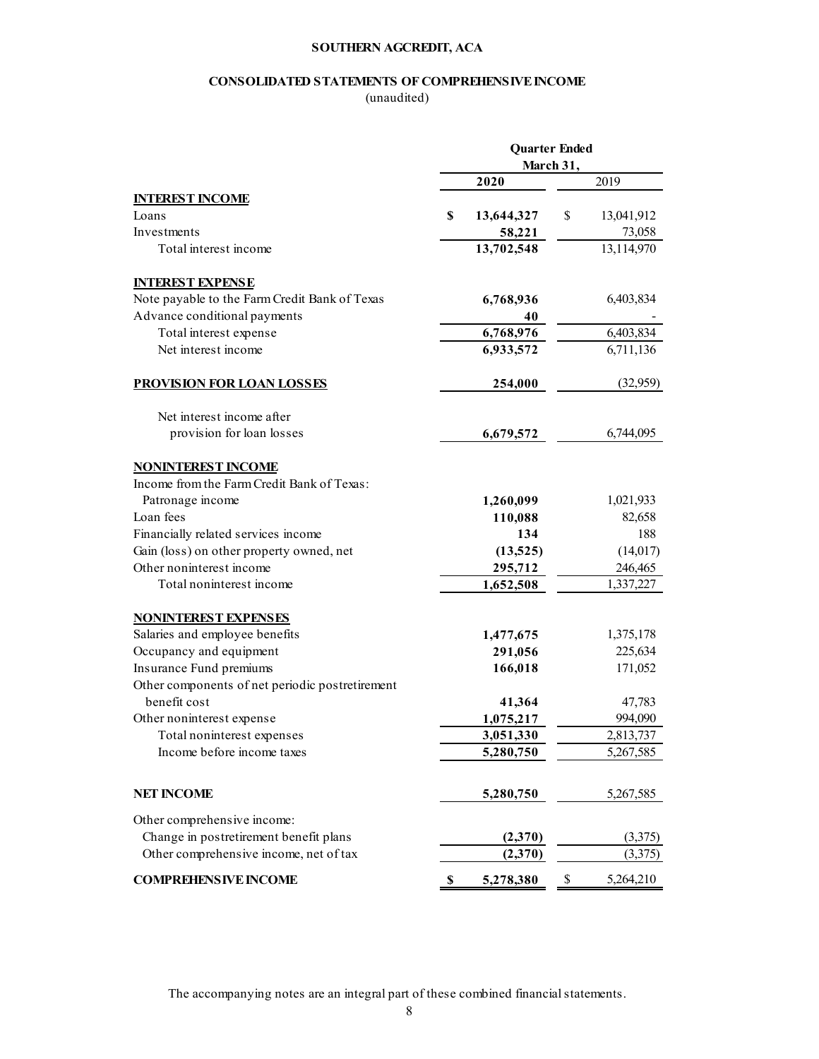# SOUTHERN AGCREDIT, ACA

## CONSOLIDATED STATEMENTS OF COMPREHENSIVE INCOME

(unaudited)

| | Quarter Ended March 31, | |
|---|---|---|
| | **2020** | 2019 |
| **INTEREST INCOME** | | |
| Loans | **$ 13,644,327** | $ 13,041,912 |
| Investments | **58,221** | 73,058 |
| Total interest income | **13,702,548** | 13,114,970 |
| **INTEREST EXPENSE** | | |
| Note payable to the Farm Credit Bank of Texas | **6,768,936** | 6,403,834 |
| Advance conditional payments | **40** | - |
| Total interest expense | **6,768,976** | 6,403,834 |
| Net interest income | **6,933,572** | 6,711,136 |
| **PROVISION FOR LOAN LOSSES** | **254,000** | (32,959) |
| Net interest income after provision for loan losses | **6,679,572** | 6,744,095 |
| **NONINTEREST INCOME** | | |
| Income from the Farm Credit Bank of Texas: | | |
| Patronage income | **1,260,099** | 1,021,933 |
| Loan fees | **110,088** | 82,658 |
| Financially related services income | **134** | 188 |
| Gain (loss) on other property owned, net | **(13,525)** | (14,017) |
| Other noninterest income | **295,712** | 246,465 |
| Total noninterest income | **1,652,508** | 1,337,227 |
| **NONINTEREST EXPENSES** | | |
| Salaries and employee benefits | **1,477,675** | 1,375,178 |
| Occupancy and equipment | **291,056** | 225,634 |
| Insurance Fund premiums | **166,018** | 171,052 |
| Other components of net periodic postretirement benefit cost | **41,364** | 47,783 |
| Other noninterest expense | **1,075,217** | 994,090 |
| Total noninterest expenses | **3,051,330** | 2,813,737 |
| Income before income taxes | **5,280,750** | 5,267,585 |
| **NET INCOME** | **5,280,750** | 5,267,585 |
| Other comprehensive income: | | |
| Change in postretirement benefit plans | **(2,370)** | (3,375) |
| Other comprehensive income, net of tax | **(2,370)** | (3,375) |
| **COMPREHENSIVE INCOME** | **$ 5,278,380** | $ 5,264,210 |

The accompanying notes are an integral part of these combined financial statements.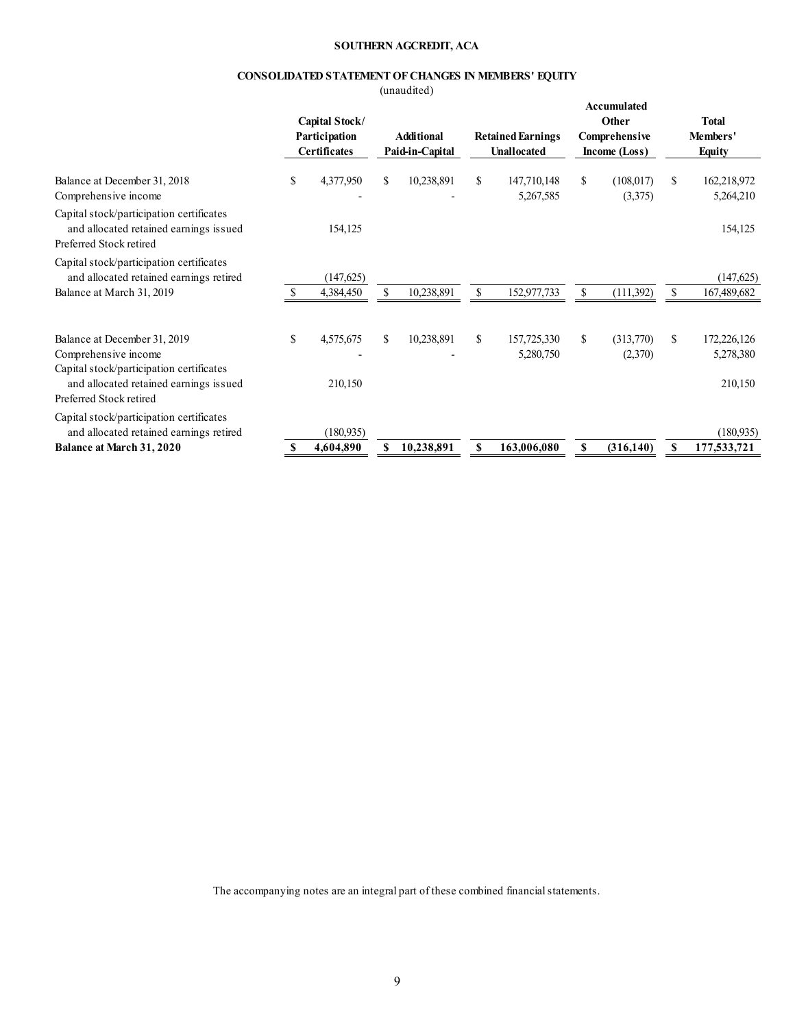# SOUTHERN AGCREDIT, ACA

## CONSOLIDATED STATEMENT OF CHANGES IN MEMBERS' EQUITY

(unaudited)

| | Capital Stock/ Participation Certificates | Additional Paid-in-Capital | Retained Earnings Unallocated | Accumulated Other Comprehensive Income (Loss) | Total Members' Equity |
|---|---|---|---|---|---|
| Balance at December 31, 2018 | $ 4,377,950 | $ 10,238,891 | $ 147,710,148 | $ (108,017) | $ 162,218,972 |
| Comprehensive income | - | - | 5,267,585 | (3,375) | 5,264,210 |
| Capital stock/participation certificates and allocated retained earnings issued | 154,125 | | | | 154,125 |
| Preferred Stock retired | | | | | |
| Capital stock/participation certificates and allocated retained earnings retired | (147,625) | | | | (147,625) |
| Balance at March 31, 2019 | $ 4,384,450 | $ 10,238,891 | $ 152,977,733 | $ (111,392) | $ 167,489,682 |
| | | | | | |
| Balance at December 31, 2019 | $ 4,575,675 | $ 10,238,891 | $ 157,725,330 | $ (313,770) | $ 172,226,126 |
| Comprehensive income | - | - | 5,280,750 | (2,370) | 5,278,380 |
| Capital stock/participation certificates and allocated retained earnings issued | 210,150 | | | | 210,150 |
| Preferred Stock retired | | | | | |
| Capital stock/participation certificates and allocated retained earnings retired | (180,935) | | | | (180,935) |
| **Balance at March 31, 2020** | **$ 4,604,890** | **$ 10,238,891** | **$ 163,006,080** | **$ (316,140)** | **$ 177,533,721** |

The accompanying notes are an integral part of these combined financial statements.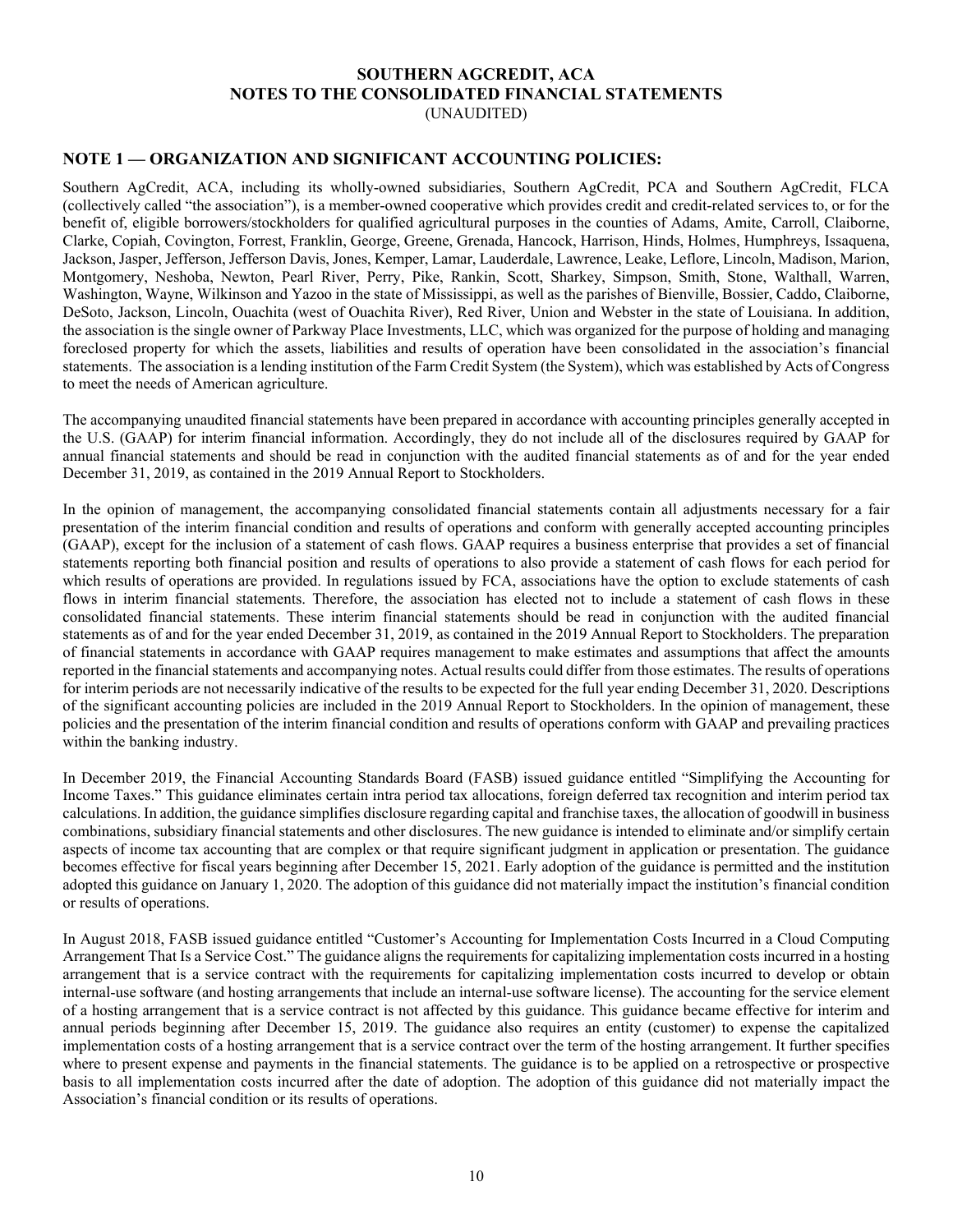# SOUTHERN AGCREDIT, ACA
# NOTES TO THE CONSOLIDATED FINANCIAL STATEMENTS
(UNAUDITED)

## NOTE 1 — ORGANIZATION AND SIGNIFICANT ACCOUNTING POLICIES:

Southern AgCredit, ACA, including its wholly-owned subsidiaries, Southern AgCredit, PCA and Southern AgCredit, FLCA (collectively called "the association"), is a member-owned cooperative which provides credit and credit-related services to, or for the benefit of, eligible borrowers/stockholders for qualified agricultural purposes in the counties of Adams, Amite, Carroll, Claiborne, Clarke, Copiah, Covington, Forrest, Franklin, George, Greene, Grenada, Hancock, Harrison, Hinds, Holmes, Humphreys, Issaquena, Jackson, Jasper, Jefferson, Jefferson Davis, Jones, Kemper, Lamar, Lauderdale, Lawrence, Leake, Leflore, Lincoln, Madison, Marion, Montgomery, Neshoba, Newton, Pearl River, Perry, Pike, Rankin, Scott, Sharkey, Simpson, Smith, Stone, Walthall, Warren, Washington, Wayne, Wilkinson and Yazoo in the state of Mississippi, as well as the parishes of Bienville, Bossier, Caddo, Claiborne, DeSoto, Jackson, Lincoln, Ouachita (west of Ouachita River), Red River, Union and Webster in the state of Louisiana. In addition, the association is the single owner of Parkway Place Investments, LLC, which was organized for the purpose of holding and managing foreclosed property for which the assets, liabilities and results of operation have been consolidated in the association's financial statements. The association is a lending institution of the Farm Credit System (the System), which was established by Acts of Congress to meet the needs of American agriculture.

The accompanying unaudited financial statements have been prepared in accordance with accounting principles generally accepted in the U.S. (GAAP) for interim financial information. Accordingly, they do not include all of the disclosures required by GAAP for annual financial statements and should be read in conjunction with the audited financial statements as of and for the year ended December 31, 2019, as contained in the 2019 Annual Report to Stockholders.

In the opinion of management, the accompanying consolidated financial statements contain all adjustments necessary for a fair presentation of the interim financial condition and results of operations and conform with generally accepted accounting principles (GAAP), except for the inclusion of a statement of cash flows. GAAP requires a business enterprise that provides a set of financial statements reporting both financial position and results of operations to also provide a statement of cash flows for each period for which results of operations are provided. In regulations issued by FCA, associations have the option to exclude statements of cash flows in interim financial statements. Therefore, the association has elected not to include a statement of cash flows in these consolidated financial statements. These interim financial statements should be read in conjunction with the audited financial statements as of and for the year ended December 31, 2019, as contained in the 2019 Annual Report to Stockholders. The preparation of financial statements in accordance with GAAP requires management to make estimates and assumptions that affect the amounts reported in the financial statements and accompanying notes. Actual results could differ from those estimates. The results of operations for interim periods are not necessarily indicative of the results to be expected for the full year ending December 31, 2020. Descriptions of the significant accounting policies are included in the 2019 Annual Report to Stockholders. In the opinion of management, these policies and the presentation of the interim financial condition and results of operations conform with GAAP and prevailing practices within the banking industry.

In December 2019, the Financial Accounting Standards Board (FASB) issued guidance entitled "Simplifying the Accounting for Income Taxes." This guidance eliminates certain intra period tax allocations, foreign deferred tax recognition and interim period tax calculations. In addition, the guidance simplifies disclosure regarding capital and franchise taxes, the allocation of goodwill in business combinations, subsidiary financial statements and other disclosures. The new guidance is intended to eliminate and/or simplify certain aspects of income tax accounting that are complex or that require significant judgment in application or presentation. The guidance becomes effective for fiscal years beginning after December 15, 2021. Early adoption of the guidance is permitted and the institution adopted this guidance on January 1, 2020. The adoption of this guidance did not materially impact the institution's financial condition or results of operations.

In August 2018, FASB issued guidance entitled "Customer's Accounting for Implementation Costs Incurred in a Cloud Computing Arrangement That Is a Service Cost." The guidance aligns the requirements for capitalizing implementation costs incurred in a hosting arrangement that is a service contract with the requirements for capitalizing implementation costs incurred to develop or obtain internal-use software (and hosting arrangements that include an internal-use software license). The accounting for the service element of a hosting arrangement that is a service contract is not affected by this guidance. This guidance became effective for interim and annual periods beginning after December 15, 2019. The guidance also requires an entity (customer) to expense the capitalized implementation costs of a hosting arrangement that is a service contract over the term of the hosting arrangement. It further specifies where to present expense and payments in the financial statements. The guidance is to be applied on a retrospective or prospective basis to all implementation costs incurred after the date of adoption. The adoption of this guidance did not materially impact the Association's financial condition or its results of operations.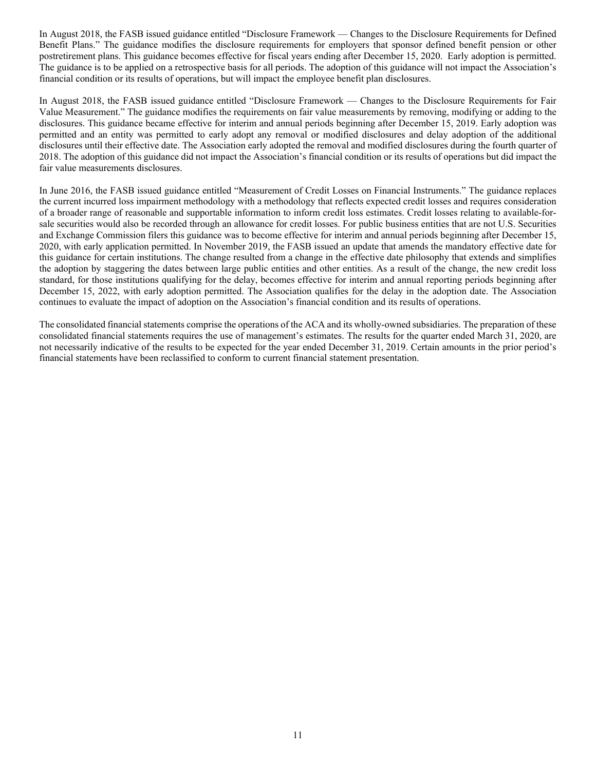In August 2018, the FASB issued guidance entitled "Disclosure Framework — Changes to the Disclosure Requirements for Defined Benefit Plans." The guidance modifies the disclosure requirements for employers that sponsor defined benefit pension or other postretirement plans. This guidance becomes effective for fiscal years ending after December 15, 2020. Early adoption is permitted. The guidance is to be applied on a retrospective basis for all periods. The adoption of this guidance will not impact the Association's financial condition or its results of operations, but will impact the employee benefit plan disclosures.

In August 2018, the FASB issued guidance entitled "Disclosure Framework — Changes to the Disclosure Requirements for Fair Value Measurement." The guidance modifies the requirements on fair value measurements by removing, modifying or adding to the disclosures. This guidance became effective for interim and annual periods beginning after December 15, 2019. Early adoption was permitted and an entity was permitted to early adopt any removal or modified disclosures and delay adoption of the additional disclosures until their effective date. The Association early adopted the removal and modified disclosures during the fourth quarter of 2018. The adoption of this guidance did not impact the Association's financial condition or its results of operations but did impact the fair value measurements disclosures.

In June 2016, the FASB issued guidance entitled "Measurement of Credit Losses on Financial Instruments." The guidance replaces the current incurred loss impairment methodology with a methodology that reflects expected credit losses and requires consideration of a broader range of reasonable and supportable information to inform credit loss estimates. Credit losses relating to available-for-sale securities would also be recorded through an allowance for credit losses. For public business entities that are not U.S. Securities and Exchange Commission filers this guidance was to become effective for interim and annual periods beginning after December 15, 2020, with early application permitted. In November 2019, the FASB issued an update that amends the mandatory effective date for this guidance for certain institutions. The change resulted from a change in the effective date philosophy that extends and simplifies the adoption by staggering the dates between large public entities and other entities. As a result of the change, the new credit loss standard, for those institutions qualifying for the delay, becomes effective for interim and annual reporting periods beginning after December 15, 2022, with early adoption permitted. The Association qualifies for the delay in the adoption date. The Association continues to evaluate the impact of adoption on the Association's financial condition and its results of operations.

The consolidated financial statements comprise the operations of the ACA and its wholly-owned subsidiaries. The preparation of these consolidated financial statements requires the use of management's estimates. The results for the quarter ended March 31, 2020, are not necessarily indicative of the results to be expected for the year ended December 31, 2019. Certain amounts in the prior period's financial statements have been reclassified to conform to current financial statement presentation.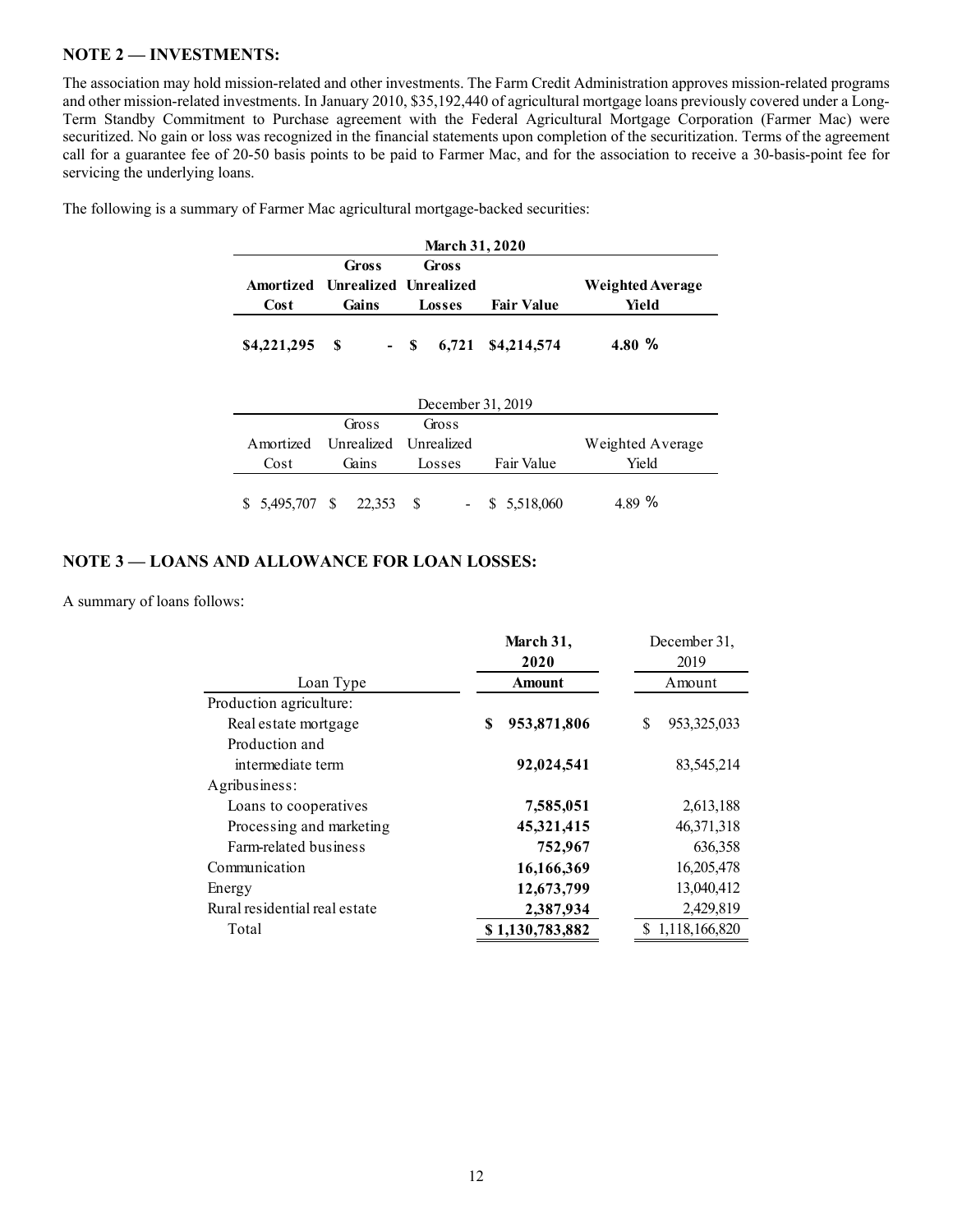## NOTE 2 — INVESTMENTS:

The association may hold mission-related and other investments. The Farm Credit Administration approves mission-related programs and other mission-related investments. In January 2010, $35,192,440 of agricultural mortgage loans previously covered under a Long-Term Standby Commitment to Purchase agreement with the Federal Agricultural Mortgage Corporation (Farmer Mac) were securitized. No gain or loss was recognized in the financial statements upon completion of the securitization. Terms of the agreement call for a guarantee fee of 20-50 basis points to be paid to Farmer Mac, and for the association to receive a 30-basis-point fee for servicing the underlying loans.

The following is a summary of Farmer Mac agricultural mortgage-backed securities:

| **March 31, 2020** | | | | |
|---|---|---|---|---|
| **Amortized Cost** | **Gross Unrealized Gains** | **Gross Unrealized Losses** | **Fair Value** | **Weighted Average Yield** |
| **$4,221,295** | **$ -** | **$ 6,721** | **$4,214,574** | **4.80 %** |

| December 31, 2019 | | | | |
|---|---|---|---|---|
| Amortized Cost | Gross Unrealized Gains | Gross Unrealized Losses | Fair Value | Weighted Average Yield |
| $ 5,495,707 | $ 22,353 | $ - | $ 5,518,060 | 4.89 % |

## NOTE 3 — LOANS AND ALLOWANCE FOR LOAN LOSSES:

A summary of loans follows:

| Loan Type | **March 31, 2020 Amount** | December 31, 2019 Amount |
|---|---|---|
| Production agriculture: | | |
| Real estate mortgage | **$ 953,871,806** | $ 953,325,033 |
| Production and intermediate term | **92,024,541** | 83,545,214 |
| Agribusiness: | | |
| Loans to cooperatives | **7,585,051** | 2,613,188 |
| Processing and marketing | **45,321,415** | 46,371,318 |
| Farm-related business | **752,967** | 636,358 |
| Communication | **16,166,369** | 16,205,478 |
| Energy | **12,673,799** | 13,040,412 |
| Rural residential real estate | **2,387,934** | 2,429,819 |
| Total | **$ 1,130,783,882** | $ 1,118,166,820 |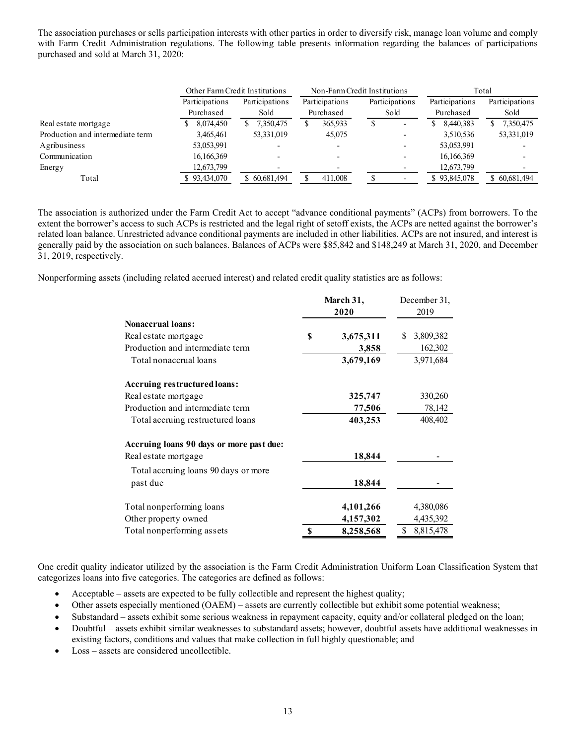The association purchases or sells participation interests with other parties in order to diversify risk, manage loan volume and comply with Farm Credit Administration regulations. The following table presents information regarding the balances of participations purchased and sold at March 31, 2020:

| | Other Farm Credit Institutions | | Non-Farm Credit Institutions | | Total | |
|---|---|---|---|---|---|---|
| | Participations Purchased | Participations Sold | Participations Purchased | Participations Sold | Participations Purchased | Participations Sold |
| Real estate mortgage | $ 8,074,450 | $ 7,350,475 | $ 365,933 | $ - | $ 8,440,383 | $ 7,350,475 |
| Production and intermediate term | 3,465,461 | 53,331,019 | 45,075 | - | 3,510,536 | 53,331,019 |
| Agribusiness | 53,053,991 | - | - | - | 53,053,991 | - |
| Communication | 16,166,369 | - | - | - | 16,166,369 | - |
| Energy | 12,673,799 | - | - | - | 12,673,799 | - |
| Total | $ 93,434,070 | $ 60,681,494 | $ 411,008 | $ - | $ 93,845,078 | $ 60,681,494 |

The association is authorized under the Farm Credit Act to accept "advance conditional payments" (ACPs) from borrowers. To the extent the borrower's access to such ACPs is restricted and the legal right of setoff exists, the ACPs are netted against the borrower's related loan balance. Unrestricted advance conditional payments are included in other liabilities. ACPs are not insured, and interest is generally paid by the association on such balances. Balances of ACPs were $85,842 and $148,249 at March 31, 2020, and December 31, 2019, respectively.

Nonperforming assets (including related accrued interest) and related credit quality statistics are as follows:

| | **March 31, 2020** | December 31, 2019 |
|---|---|---|
| **Nonaccrual loans:** | | |
| Real estate mortgage | **$ 3,675,311** | $ 3,809,382 |
| Production and intermediate term | **3,858** | 162,302 |
| Total nonaccrual loans | **3,679,169** | 3,971,684 |
| **Accruing restructured loans:** | | |
| Real estate mortgage | **325,747** | 330,260 |
| Production and intermediate term | **77,506** | 78,142 |
| Total accruing restructured loans | **403,253** | 408,402 |
| **Accruing loans 90 days or more past due:** | | |
| Real estate mortgage | **18,844** | - |
| Total accruing loans 90 days or more past due | **18,844** | - |
| Total nonperforming loans | **4,101,266** | 4,380,086 |
| Other property owned | **4,157,302** | 4,435,392 |
| Total nonperforming assets | **$ 8,258,568** | $ 8,815,478 |

One credit quality indicator utilized by the association is the Farm Credit Administration Uniform Loan Classification System that categorizes loans into five categories. The categories are defined as follows:

- Acceptable – assets are expected to be fully collectible and represent the highest quality;
- Other assets especially mentioned (OAEM) – assets are currently collectible but exhibit some potential weakness;
- Substandard – assets exhibit some serious weakness in repayment capacity, equity and/or collateral pledged on the loan;
- Doubtful – assets exhibit similar weaknesses to substandard assets; however, doubtful assets have additional weaknesses in existing factors, conditions and values that make collection in full highly questionable; and
- Loss – assets are considered uncollectible.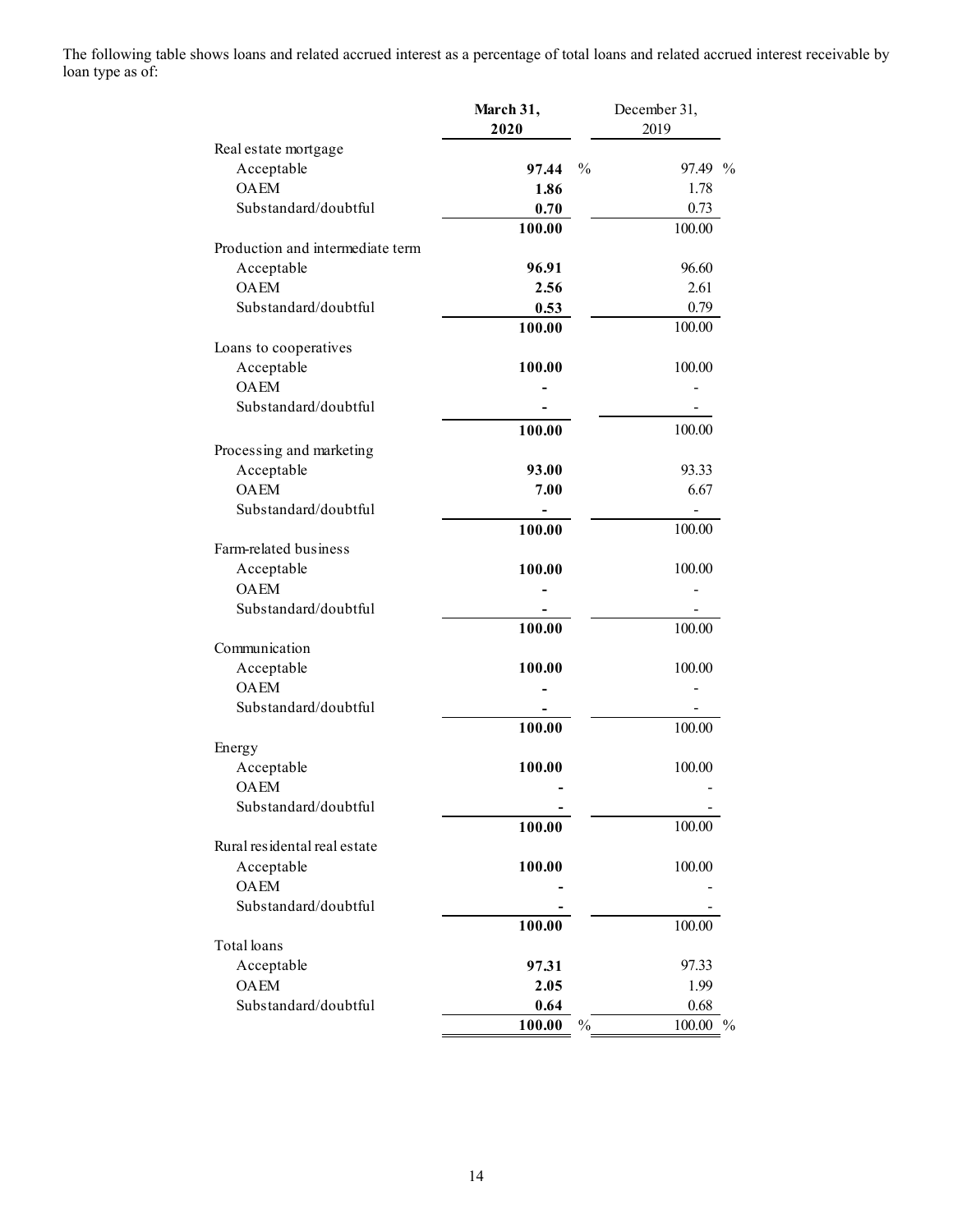The following table shows loans and related accrued interest as a percentage of total loans and related accrued interest receivable by loan type as of:

| | March 31, 2020 | December 31, 2019 |
|---|---|---|
| **Real estate mortgage** | | |
| Acceptable | **97.44** % | 97.49 % |
| OAEM | **1.86** | 1.78 |
| Substandard/doubtful | **0.70** | 0.73 |
| | **100.00** | 100.00 |
| **Production and intermediate term** | | |
| Acceptable | **96.91** | 96.60 |
| OAEM | **2.56** | 2.61 |
| Substandard/doubtful | **0.53** | 0.79 |
| | **100.00** | 100.00 |
| **Loans to cooperatives** | | |
| Acceptable | **100.00** | 100.00 |
| OAEM | **-** | - |
| Substandard/doubtful | **-** | - |
| | **100.00** | 100.00 |
| **Processing and marketing** | | |
| Acceptable | **93.00** | 93.33 |
| OAEM | **7.00** | 6.67 |
| Substandard/doubtful | **-** | - |
| | **100.00** | 100.00 |
| **Farm-related business** | | |
| Acceptable | **100.00** | 100.00 |
| OAEM | **-** | - |
| Substandard/doubtful | **-** | - |
| | **100.00** | 100.00 |
| **Communication** | | |
| Acceptable | **100.00** | 100.00 |
| OAEM | **-** | - |
| Substandard/doubtful | **-** | - |
| | **100.00** | 100.00 |
| **Energy** | | |
| Acceptable | **100.00** | 100.00 |
| OAEM | **-** | - |
| Substandard/doubtful | **-** | - |
| | **100.00** | 100.00 |
| **Rural residental real estate** | | |
| Acceptable | **100.00** | 100.00 |
| OAEM | **-** | - |
| Substandard/doubtful | **-** | - |
| | **100.00** | 100.00 |
| **Total loans** | | |
| Acceptable | **97.31** | 97.33 |
| OAEM | **2.05** | 1.99 |
| Substandard/doubtful | **0.64** | 0.68 |
| | **100.00** % | 100.00 % |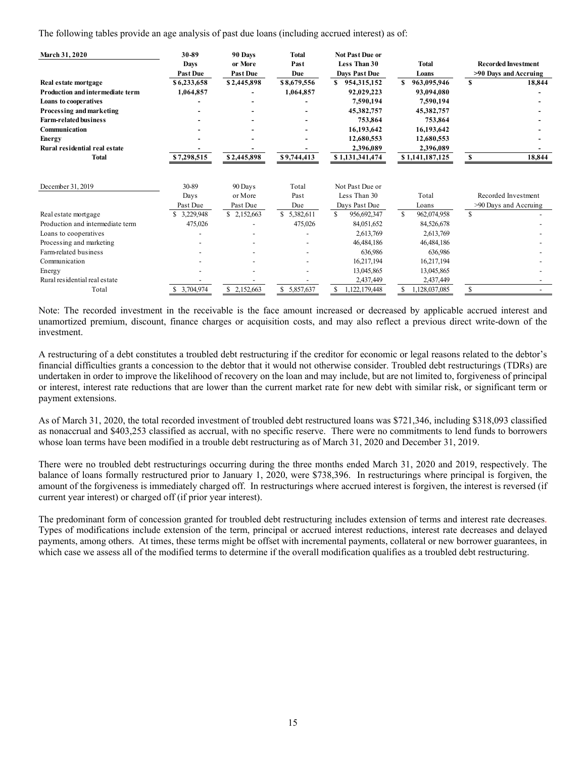The following tables provide an age analysis of past due loans (including accrued interest) as of:

| **March 31, 2020** | **30-89 Days Past Due** | **90 Days or More Past Due** | **Total Past Due** | **Not Past Due or Less Than 30 Days Past Due** | **Total Loans** | **Recorded Investment >90 Days and Accruing** |
|---|---|---|---|---|---|---|
| **Real estate mortgage** | **$ 6,233,658** | **$ 2,445,898** | **$ 8,679,556** | **$ 954,315,152** | **$ 963,095,946** | **$ 18,844** |
| **Production and intermediate term** | **1,064,857** | **-** | **1,064,857** | **92,029,223** | **93,094,080** | **-** |
| **Loans to cooperatives** | **-** | **-** | **-** | **7,590,194** | **7,590,194** | **-** |
| **Processing and marketing** | **-** | **-** | **-** | **45,382,757** | **45,382,757** | **-** |
| **Farm-related business** | **-** | **-** | **-** | **753,864** | **753,864** | **-** |
| **Communication** | **-** | **-** | **-** | **16,193,642** | **16,193,642** | **-** |
| **Energy** | **-** | **-** | **-** | **12,680,553** | **12,680,553** | **-** |
| **Rural residential real estate** | **-** | **-** | **-** | **2,396,089** | **2,396,089** | **-** |
| **Total** | **$ 7,298,515** | **$ 2,445,898** | **$ 9,744,413** | **$ 1,131,341,474** | **$ 1,141,187,125** | **$ 18,844** |

| December 31, 2019 | 30-89 Days Past Due | 90 Days or More Past Due | Total Past Due | Not Past Due or Less Than 30 Days Past Due | Total Loans | Recorded Investment >90 Days and Accruing |
|---|---|---|---|---|---|---|
| Real estate mortgage | $ 3,229,948 | $ 2,152,663 | $ 5,382,611 | $ 956,692,347 | $ 962,074,958 | $ - |
| Production and intermediate term | 475,026 | - | 475,026 | 84,051,652 | 84,526,678 | - |
| Loans to cooperatives | - | - | - | 2,613,769 | 2,613,769 | - |
| Processing and marketing | - | - | - | 46,484,186 | 46,484,186 | - |
| Farm-related business | - | - | - | 636,986 | 636,986 | - |
| Communication | - | - | - | 16,217,194 | 16,217,194 | - |
| Energy | - | - | - | 13,045,865 | 13,045,865 | - |
| Rural residential real estate | - | - | - | 2,437,449 | 2,437,449 | - |
| Total | $ 3,704,974 | $ 2,152,663 | $ 5,857,637 | $ 1,122,179,448 | $ 1,128,037,085 | $ - |

Note: The recorded investment in the receivable is the face amount increased or decreased by applicable accrued interest and unamortized premium, discount, finance charges or acquisition costs, and may also reflect a previous direct write-down of the investment.

A restructuring of a debt constitutes a troubled debt restructuring if the creditor for economic or legal reasons related to the debtor's financial difficulties grants a concession to the debtor that it would not otherwise consider. Troubled debt restructurings (TDRs) are undertaken in order to improve the likelihood of recovery on the loan and may include, but are not limited to, forgiveness of principal or interest, interest rate reductions that are lower than the current market rate for new debt with similar risk, or significant term or payment extensions.

As of March 31, 2020, the total recorded investment of troubled debt restructured loans was $721,346, including $318,093 classified as nonaccrual and $403,253 classified as accrual, with no specific reserve. There were no commitments to lend funds to borrowers whose loan terms have been modified in a trouble debt restructuring as of March 31, 2020 and December 31, 2019.

There were no troubled debt restructurings occurring during the three months ended March 31, 2020 and 2019, respectively. The balance of loans formally restructured prior to January 1, 2020, were $738,396. In restructurings where principal is forgiven, the amount of the forgiveness is immediately charged off. In restructurings where accrued interest is forgiven, the interest is reversed (if current year interest) or charged off (if prior year interest).

The predominant form of concession granted for troubled debt restructuring includes extension of terms and interest rate decreases. Types of modifications include extension of the term, principal or accrued interest reductions, interest rate decreases and delayed payments, among others. At times, these terms might be offset with incremental payments, collateral or new borrower guarantees, in which case we assess all of the modified terms to determine if the overall modification qualifies as a troubled debt restructuring.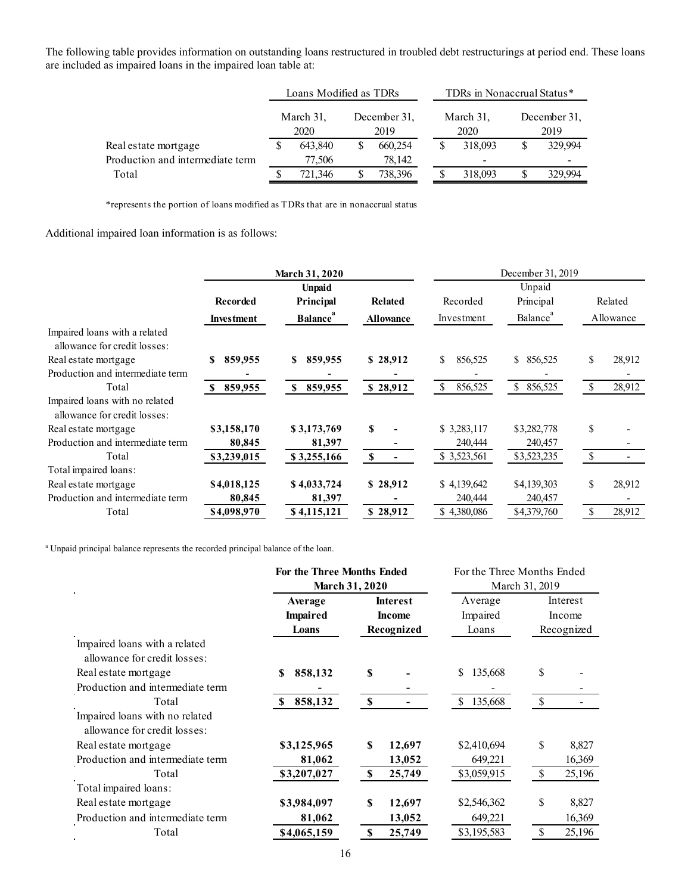The following table provides information on outstanding loans restructured in troubled debt restructurings at period end. These loans are included as impaired loans in the impaired loan table at:

| | Loans Modified as TDRs | | TDRs in Nonaccrual Status* | |
|---|---|---|---|---|
| | March 31, 2020 | December 31, 2019 | March 31, 2020 | December 31, 2019 |
| Real estate mortgage | $ 643,840 | $ 660,254 | $ 318,093 | $ 329,994 |
| Production and intermediate term | 77,506 | 78,142 | - | - |
| Total | $ 721,346 | $ 738,396 | $ 318,093 | $ 329,994 |

*represents the portion of loans modified as TDRs that are in nonaccrual status

Additional impaired loan information is as follows:

| | March 31, 2020 | | | December 31, 2019 | | |
|---|---|---|---|---|---|---|
| | Recorded Investment | Unpaid Principal Balance[a] | Related Allowance | Recorded Investment | Unpaid Principal Balance[a] | Related Allowance |
| Impaired loans with a related allowance for credit losses: | | | | | | |
| Real estate mortgage | $ 859,955 | $ 859,955 | $ 28,912 | $ 856,525 | $ 856,525 | $ 28,912 |
| Production and intermediate term | - | - | - | - | - | - |
| Total | $ 859,955 | $ 859,955 | $ 28,912 | $ 856,525 | $ 856,525 | $ 28,912 |
| Impaired loans with no related allowance for credit losses: | | | | | | |
| Real estate mortgage | $3,158,170 | $ 3,173,769 | $ - | $ 3,283,117 | $3,282,778 | $ - |
| Production and intermediate term | 80,845 | 81,397 | - | 240,444 | 240,457 | - |
| Total | $3,239,015 | $ 3,255,166 | $ - | $ 3,523,561 | $3,523,235 | $ - |
| Total impaired loans: | | | | | | |
| Real estate mortgage | $4,018,125 | $ 4,033,724 | $ 28,912 | $ 4,139,642 | $4,139,303 | $ 28,912 |
| Production and intermediate term | 80,845 | 81,397 | - | 240,444 | 240,457 | - |
| Total | $4,098,970 | $ 4,115,121 | $ 28,912 | $ 4,380,086 | $4,379,760 | $ 28,912 |

[a] Unpaid principal balance represents the recorded principal balance of the loan.

| | For the Three Months Ended March 31, 2020 | | For the Three Months Ended March 31, 2019 | |
|---|---|---|---|---|
| | Average Impaired Loans | Interest Income Recognized | Average Impaired Loans | Interest Income Recognized |
| Impaired loans with a related allowance for credit losses: | | | | |
| Real estate mortgage | $ 858,132 | $ - | $ 135,668 | $ - |
| Production and intermediate term | - | - | - | - |
| Total | $ 858,132 | $ - | $ 135,668 | $ - |
| Impaired loans with no related allowance for credit losses: | | | | |
| Real estate mortgage | $3,125,965 | $ 12,697 | $2,410,694 | $ 8,827 |
| Production and intermediate term | 81,062 | 13,052 | 649,221 | 16,369 |
| Total | $3,207,027 | $ 25,749 | $3,059,915 | $ 25,196 |
| Total impaired loans: | | | | |
| Real estate mortgage | $3,984,097 | $ 12,697 | $2,546,362 | $ 8,827 |
| Production and intermediate term | 81,062 | 13,052 | 649,221 | 16,369 |
| Total | $4,065,159 | $ 25,749 | $3,195,583 | $ 25,196 |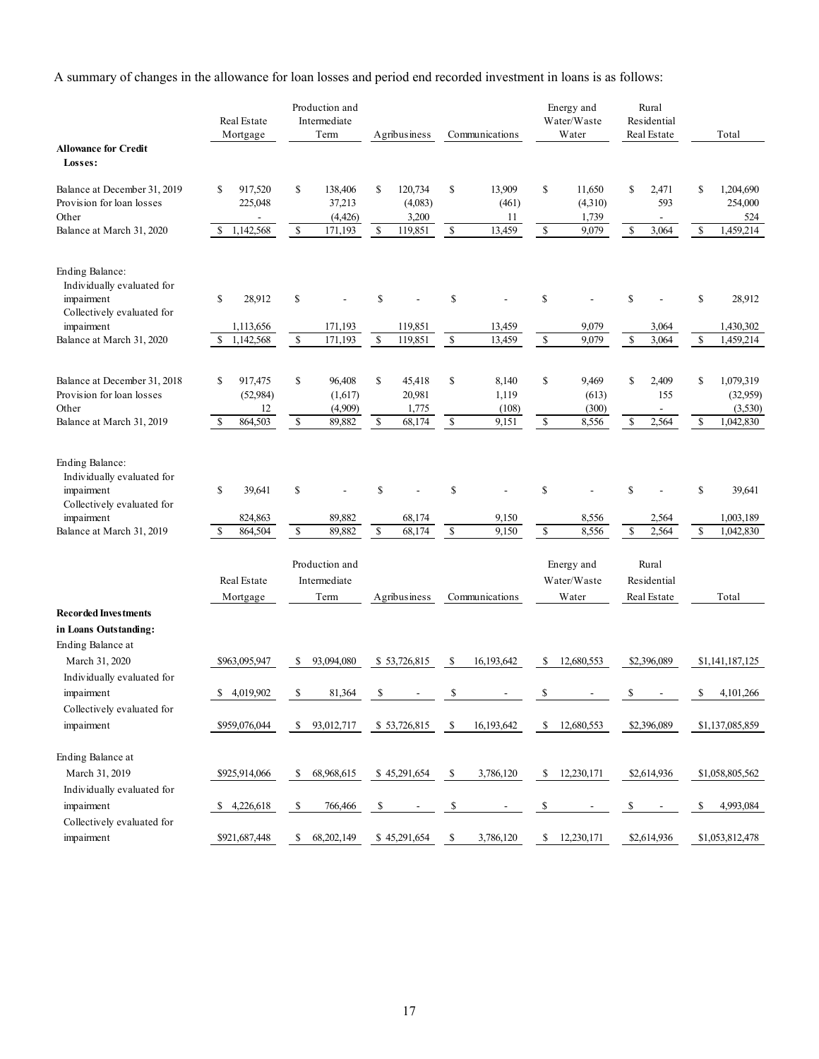A summary of changes in the allowance for loan losses and period end recorded investment in loans is as follows:

| | Real Estate Mortgage | Production and Intermediate Term | Agribusiness | Communications | Energy and Water/Waste Water | Rural Residential Real Estate | Total |
|---|---|---|---|---|---|---|---|
| **Allowance for Credit Losses:** | | | | | | | |
| Balance at December 31, 2019 | $ 917,520 | $ 138,406 | $ 120,734 | $ 13,909 | $ 11,650 | $ 2,471 | $ 1,204,690 |
| Provision for loan losses | 225,048 | 37,213 | (4,083) | (461) | (4,310) | 593 | 254,000 |
| Other | - | (4,426) | 3,200 | 11 | 1,739 | - | 524 |
| Balance at March 31, 2020 | $ 1,142,568 | $ 171,193 | $ 119,851 | $ 13,459 | $ 9,079 | $ 3,064 | $ 1,459,214 |
| Ending Balance: | | | | | | | |
| Individually evaluated for impairment | $ 28,912 | $ - | $ - | $ - | $ - | $ - | $ 28,912 |
| Collectively evaluated for impairment | 1,113,656 | 171,193 | 119,851 | 13,459 | 9,079 | 3,064 | 1,430,302 |
| Balance at March 31, 2020 | $ 1,142,568 | $ 171,193 | $ 119,851 | $ 13,459 | $ 9,079 | $ 3,064 | $ 1,459,214 |
| Balance at December 31, 2018 | $ 917,475 | $ 96,408 | $ 45,418 | $ 8,140 | $ 9,469 | $ 2,409 | $ 1,079,319 |
| Provision for loan losses | (52,984) | (1,617) | 20,981 | 1,119 | (613) | 155 | (32,959) |
| Other | 12 | (4,909) | 1,775 | (108) | (300) | - | (3,530) |
| Balance at March 31, 2019 | $ 864,503 | $ 89,882 | $ 68,174 | $ 9,151 | $ 8,556 | $ 2,564 | $ 1,042,830 |
| Ending Balance: | | | | | | | |
| Individually evaluated for impairment | $ 39,641 | $ - | $ - | $ - | $ - | $ - | $ 39,641 |
| Collectively evaluated for impairment | 824,863 | 89,882 | 68,174 | 9,150 | 8,556 | 2,564 | 1,003,189 |
| Balance at March 31, 2019 | $ 864,504 | $ 89,882 | $ 68,174 | $ 9,150 | $ 8,556 | $ 2,564 | $ 1,042,830 |

| | Real Estate Mortgage | Production and Intermediate Term | Agribusiness | Communications | Energy and Water/Waste Water | Rural Residential Real Estate | Total |
|---|---|---|---|---|---|---|---|
| **Recorded Investments in Loans Outstanding:** | | | | | | | |
| Ending Balance at March 31, 2020 | $963,095,947 | $ 93,094,080 | $ 53,726,815 | $ 16,193,642 | $ 12,680,553 | $2,396,089 | $1,141,187,125 |
| Individually evaluated for impairment | $ 4,019,902 | $ 81,364 | $ - | $ - | $ - | $ - | $ 4,101,266 |
| Collectively evaluated for impairment | $959,076,044 | $ 93,012,717 | $ 53,726,815 | $ 16,193,642 | $ 12,680,553 | $2,396,089 | $1,137,085,859 |
| Ending Balance at March 31, 2019 | $925,914,066 | $ 68,968,615 | $ 45,291,654 | $ 3,786,120 | $ 12,230,171 | $2,614,936 | $1,058,805,562 |
| Individually evaluated for impairment | $ 4,226,618 | $ 766,466 | $ - | $ - | $ - | $ - | $ 4,993,084 |
| Collectively evaluated for impairment | $921,687,448 | $ 68,202,149 | $ 45,291,654 | $ 3,786,120 | $ 12,230,171 | $2,614,936 | $1,053,812,478 |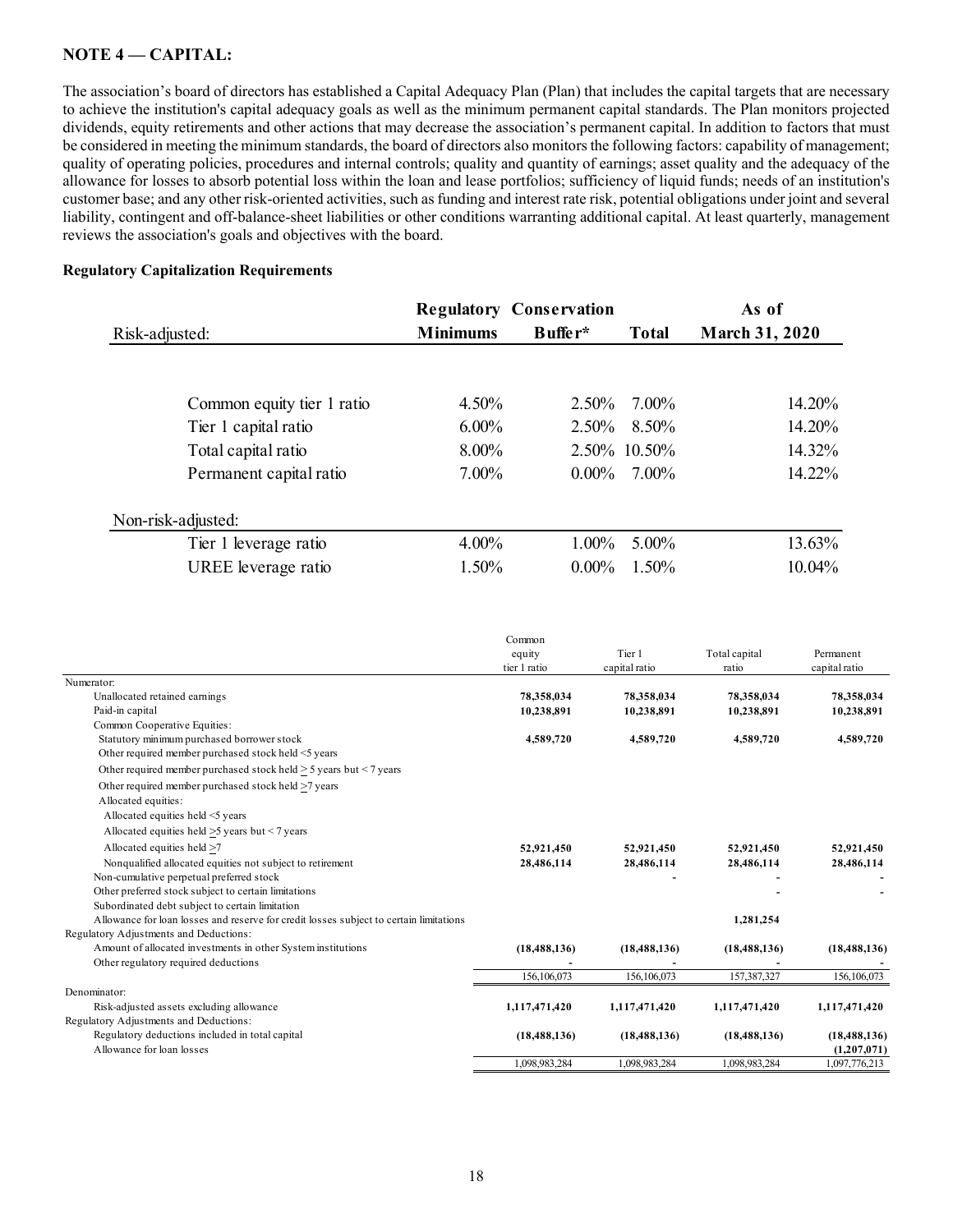## NOTE 4 — CAPITAL:

The association's board of directors has established a Capital Adequacy Plan (Plan) that includes the capital targets that are necessary to achieve the institution's capital adequacy goals as well as the minimum permanent capital standards. The Plan monitors projected dividends, equity retirements and other actions that may decrease the association's permanent capital. In addition to factors that must be considered in meeting the minimum standards, the board of directors also monitors the following factors: capability of management; quality of operating policies, procedures and internal controls; quality and quantity of earnings; asset quality and the adequacy of the allowance for losses to absorb potential loss within the loan and lease portfolios; sufficiency of liquid funds; needs of an institution's customer base; and any other risk-oriented activities, such as funding and interest rate risk, potential obligations under joint and several liability, contingent and off-balance-sheet liabilities or other conditions warranting additional capital. At least quarterly, management reviews the association's goals and objectives with the board.

### Regulatory Capitalization Requirements

| Risk-adjusted: | Regulatory Minimums | Conservation Buffer* | Total | As of March 31, 2020 |
|---|---|---|---|---|
| Common equity tier 1 ratio | 4.50% | 2.50% | 7.00% | 14.20% |
| Tier 1 capital ratio | 6.00% | 2.50% | 8.50% | 14.20% |
| Total capital ratio | 8.00% | 2.50% | 10.50% | 14.32% |
| Permanent capital ratio | 7.00% | 0.00% | 7.00% | 14.22% |
| **Non-risk-adjusted:** | | | | |
| Tier 1 leverage ratio | 4.00% | 1.00% | 5.00% | 13.63% |
| UREE leverage ratio | 1.50% | 0.00% | 1.50% | 10.04% |

| | Common equity tier 1 ratio | Tier 1 capital ratio | Total capital ratio | Permanent capital ratio |
|---|---|---|---|---|
| Numerator: | | | | |
| Unallocated retained earnings | **78,358,034** | **78,358,034** | **78,358,034** | **78,358,034** |
| Paid-in capital | **10,238,891** | **10,238,891** | **10,238,891** | **10,238,891** |
| Common Cooperative Equities: | | | | |
| Statutory minimum purchased borrower stock | **4,589,720** | **4,589,720** | **4,589,720** | **4,589,720** |
| Other required member purchased stock held <5 years | | | | |
| Other required member purchased stock held ≥ 5 years but < 7 years | | | | |
| Other required member purchased stock held ≥7 years | | | | |
| Allocated equities: | | | | |
| Allocated equities held <5 years | | | | |
| Allocated equities held ≥5 years but < 7 years | | | | |
| Allocated equities held ≥7 | **52,921,450** | **52,921,450** | **52,921,450** | **52,921,450** |
| Nonqualified allocated equities not subject to retirement | **28,486,114** | **28,486,114** | **28,486,114** | **28,486,114** |
| Non-cumulative perpetual preferred stock | | **-** | **-** | **-** |
| Other preferred stock subject to certain limitations | | | **-** | **-** |
| Subordinated debt subject to certain limitation | | | | |
| Allowance for loan losses and reserve for credit losses subject to certain limitations | | | **1,281,254** | |
| Regulatory Adjustments and Deductions: | | | | |
| Amount of allocated investments in other System institutions | **(18,488,136)** | **(18,488,136)** | **(18,488,136)** | **(18,488,136)** |
| Other regulatory required deductions | **-** | **-** | **-** | **-** |
| | 156,106,073 | 156,106,073 | 157,387,327 | 156,106,073 |
| Denominator: | | | | |
| Risk-adjusted assets excluding allowance | **1,117,471,420** | **1,117,471,420** | **1,117,471,420** | **1,117,471,420** |
| Regulatory Adjustments and Deductions: | | | | |
| Regulatory deductions included in total capital | **(18,488,136)** | **(18,488,136)** | **(18,488,136)** | **(18,488,136)** |
| Allowance for loan losses | | | | **(1,207,071)** |
| | 1,098,983,284 | 1,098,983,284 | 1,098,983,284 | 1,097,776,213 |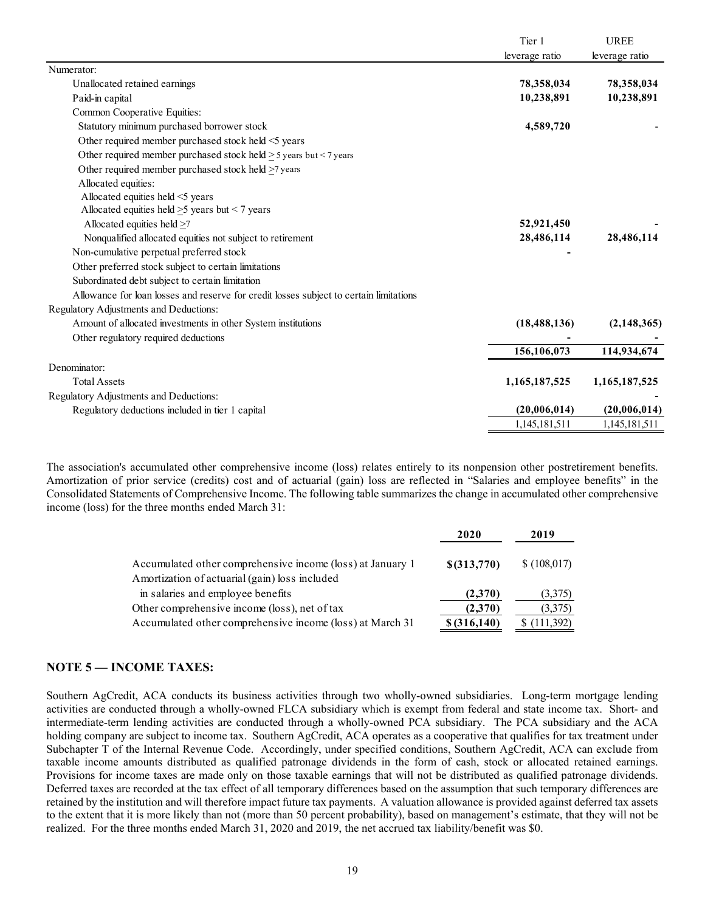| | Tier 1 leverage ratio | UREE leverage ratio |
|---|---|---|
| Numerator: | | |
| Unallocated retained earnings | **78,358,034** | **78,358,034** |
| Paid-in capital | **10,238,891** | **10,238,891** |
| Common Cooperative Equities: | | |
| Statutory minimum purchased borrower stock | **4,589,720** | - |
| Other required member purchased stock held <5 years | | |
| Other required member purchased stock held ≥5 years but < 7 years | | |
| Other required member purchased stock held ≥7 years | | |
| Allocated equities: | | |
| Allocated equities held <5 years | | |
| Allocated equities held ≥5 years but < 7 years | | |
| Allocated equities held ≥7 | **52,921,450** | **-** |
| Nonqualified allocated equities not subject to retirement | **28,486,114** | **28,486,114** |
| Non-cumulative perpetual preferred stock | **-** | |
| Other preferred stock subject to certain limitations | | |
| Subordinated debt subject to certain limitation | | |
| Allowance for loan losses and reserve for credit losses subject to certain limitations | | |
| Regulatory Adjustments and Deductions: | | |
| Amount of allocated investments in other System institutions | **(18,488,136)** | **(2,148,365)** |
| Other regulatory required deductions | **-** | **-** |
| | **156,106,073** | **114,934,674** |
| Denominator: | | |
| Total Assets | **1,165,187,525** | **1,165,187,525** |
| Regulatory Adjustments and Deductions: | | **-** |
| Regulatory deductions included in tier 1 capital | **(20,006,014)** | **(20,006,014)** |
| | 1,145,181,511 | 1,145,181,511 |

The association's accumulated other comprehensive income (loss) relates entirely to its nonpension other postretirement benefits. Amortization of prior service (credits) cost and of actuarial (gain) loss are reflected in "Salaries and employee benefits" in the Consolidated Statements of Comprehensive Income. The following table summarizes the change in accumulated other comprehensive income (loss) for the three months ended March 31:

| | **2020** | **2019** |
|---|---|---|
| Accumulated other comprehensive income (loss) at January 1 | **$(313,770)** | $ (108,017) |
| Amortization of actuarial (gain) loss included in salaries and employee benefits | **(2,370)** | (3,375) |
| Other comprehensive income (loss), net of tax | **(2,370)** | (3,375) |
| Accumulated other comprehensive income (loss) at March 31 | **$ (316,140)** | $ (111,392) |

## NOTE 5 — INCOME TAXES:

Southern AgCredit, ACA conducts its business activities through two wholly-owned subsidiaries. Long-term mortgage lending activities are conducted through a wholly-owned FLCA subsidiary which is exempt from federal and state income tax. Short- and intermediate-term lending activities are conducted through a wholly-owned PCA subsidiary. The PCA subsidiary and the ACA holding company are subject to income tax. Southern AgCredit, ACA operates as a cooperative that qualifies for tax treatment under Subchapter T of the Internal Revenue Code. Accordingly, under specified conditions, Southern AgCredit, ACA can exclude from taxable income amounts distributed as qualified patronage dividends in the form of cash, stock or allocated retained earnings. Provisions for income taxes are made only on those taxable earnings that will not be distributed as qualified patronage dividends. Deferred taxes are recorded at the tax effect of all temporary differences based on the assumption that such temporary differences are retained by the institution and will therefore impact future tax payments. A valuation allowance is provided against deferred tax assets to the extent that it is more likely than not (more than 50 percent probability), based on management's estimate, that they will not be realized. For the three months ended March 31, 2020 and 2019, the net accrued tax liability/benefit was $0.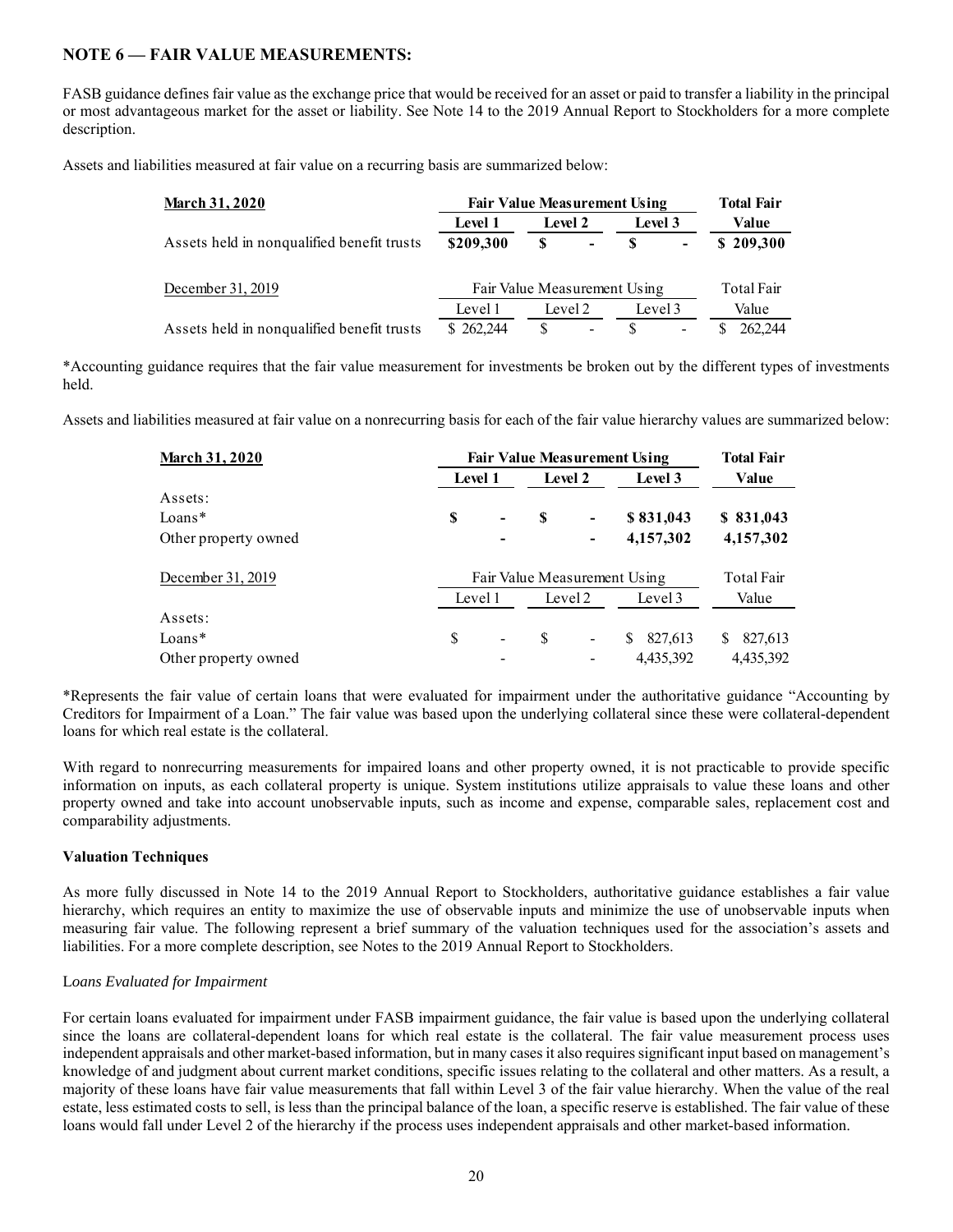## NOTE 6 — FAIR VALUE MEASUREMENTS:

FASB guidance defines fair value as the exchange price that would be received for an asset or paid to transfer a liability in the principal or most advantageous market for the asset or liability. See Note 14 to the 2019 Annual Report to Stockholders for a more complete description.

Assets and liabilities measured at fair value on a recurring basis are summarized below:

| **March 31, 2020** | **Fair Value Measurement Using** | | | **Total Fair** |
|---|---|---|---|---|
| | **Level 1** | **Level 2** | **Level 3** | **Value** |
| Assets held in nonqualified benefit trusts | **$209,300** | **$ -** | **$ -** | **$ 209,300** |

| December 31, 2019 | Fair Value Measurement Using | | | Total Fair |
|---|---|---|---|---|
| | Level 1 | Level 2 | Level 3 | Value |
| Assets held in nonqualified benefit trusts | $ 262,244 | $ - | $ - | $ 262,244 |

*Accounting guidance requires that the fair value measurement for investments be broken out by the different types of investments held.

Assets and liabilities measured at fair value on a nonrecurring basis for each of the fair value hierarchy values are summarized below:

| **March 31, 2020** | **Fair Value Measurement Using** | | | **Total Fair** |
|---|---|---|---|---|
| | **Level 1** | **Level 2** | **Level 3** | **Value** |
| Assets: | | | | |
| Loans* | **$ -** | **$ -** | **$ 831,043** | **$ 831,043** |
| Other property owned | **-** | **-** | **4,157,302** | **4,157,302** |

| December 31, 2019 | Fair Value Measurement Using | | | Total Fair |
|---|---|---|---|---|
| | Level 1 | Level 2 | Level 3 | Value |
| Assets: | | | | |
| Loans* | $ - | $ - | $ 827,613 | $ 827,613 |
| Other property owned | - | - | 4,435,392 | 4,435,392 |

*Represents the fair value of certain loans that were evaluated for impairment under the authoritative guidance "Accounting by Creditors for Impairment of a Loan." The fair value was based upon the underlying collateral since these were collateral-dependent loans for which real estate is the collateral.

With regard to nonrecurring measurements for impaired loans and other property owned, it is not practicable to provide specific information on inputs, as each collateral property is unique. System institutions utilize appraisals to value these loans and other property owned and take into account unobservable inputs, such as income and expense, comparable sales, replacement cost and comparability adjustments.

### Valuation Techniques

As more fully discussed in Note 14 to the 2019 Annual Report to Stockholders, authoritative guidance establishes a fair value hierarchy, which requires an entity to maximize the use of observable inputs and minimize the use of unobservable inputs when measuring fair value. The following represent a brief summary of the valuation techniques used for the association's assets and liabilities. For a more complete description, see Notes to the 2019 Annual Report to Stockholders.

*Loans Evaluated for Impairment*

For certain loans evaluated for impairment under FASB impairment guidance, the fair value is based upon the underlying collateral since the loans are collateral-dependent loans for which real estate is the collateral. The fair value measurement process uses independent appraisals and other market-based information, but in many cases it also requires significant input based on management's knowledge of and judgment about current market conditions, specific issues relating to the collateral and other matters. As a result, a majority of these loans have fair value measurements that fall within Level 3 of the fair value hierarchy. When the value of the real estate, less estimated costs to sell, is less than the principal balance of the loan, a specific reserve is established. The fair value of these loans would fall under Level 2 of the hierarchy if the process uses independent appraisals and other market-based information.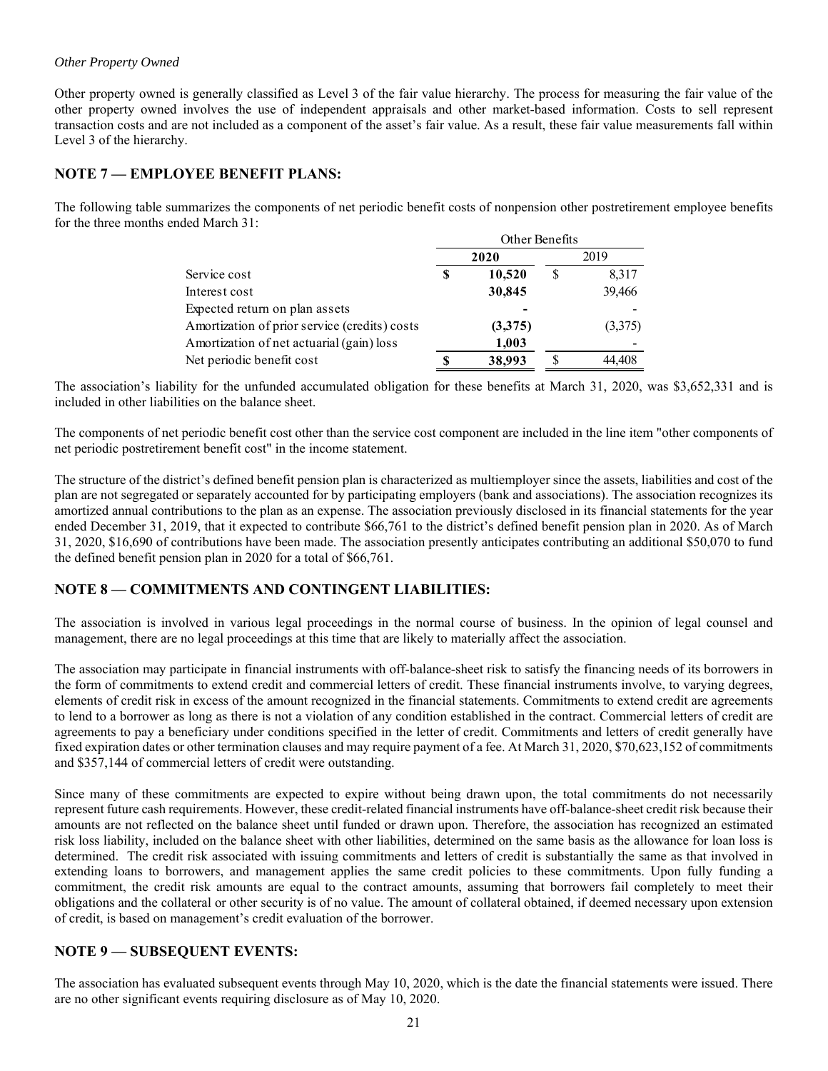*Other Property Owned*

Other property owned is generally classified as Level 3 of the fair value hierarchy. The process for measuring the fair value of the other property owned involves the use of independent appraisals and other market-based information. Costs to sell represent transaction costs and are not included as a component of the asset's fair value. As a result, these fair value measurements fall within Level 3 of the hierarchy.

## NOTE 7 — EMPLOYEE BENEFIT PLANS:

The following table summarizes the components of net periodic benefit costs of nonpension other postretirement employee benefits for the three months ended March 31:

| | Other Benefits | |
|---|---|---|
| | **2020** | 2019 |
| Service cost | **$ 10,520** | $ 8,317 |
| Interest cost | **30,845** | 39,466 |
| Expected return on plan assets | **-** | - |
| Amortization of prior service (credits) costs | **(3,375)** | (3,375) |
| Amortization of net actuarial (gain) loss | **1,003** | - |
| Net periodic benefit cost | **$ 38,993** | $ 44,408 |

The association's liability for the unfunded accumulated obligation for these benefits at March 31, 2020, was $3,652,331 and is included in other liabilities on the balance sheet.

The components of net periodic benefit cost other than the service cost component are included in the line item "other components of net periodic postretirement benefit cost" in the income statement.

The structure of the district's defined benefit pension plan is characterized as multiemployer since the assets, liabilities and cost of the plan are not segregated or separately accounted for by participating employers (bank and associations). The association recognizes its amortized annual contributions to the plan as an expense. The association previously disclosed in its financial statements for the year ended December 31, 2019, that it expected to contribute $66,761 to the district's defined benefit pension plan in 2020. As of March 31, 2020, $16,690 of contributions have been made. The association presently anticipates contributing an additional $50,070 to fund the defined benefit pension plan in 2020 for a total of $66,761.

## NOTE 8 — COMMITMENTS AND CONTINGENT LIABILITIES:

The association is involved in various legal proceedings in the normal course of business. In the opinion of legal counsel and management, there are no legal proceedings at this time that are likely to materially affect the association.

The association may participate in financial instruments with off-balance-sheet risk to satisfy the financing needs of its borrowers in the form of commitments to extend credit and commercial letters of credit. These financial instruments involve, to varying degrees, elements of credit risk in excess of the amount recognized in the financial statements. Commitments to extend credit are agreements to lend to a borrower as long as there is not a violation of any condition established in the contract. Commercial letters of credit are agreements to pay a beneficiary under conditions specified in the letter of credit. Commitments and letters of credit generally have fixed expiration dates or other termination clauses and may require payment of a fee. At March 31, 2020, $70,623,152 of commitments and $357,144 of commercial letters of credit were outstanding.

Since many of these commitments are expected to expire without being drawn upon, the total commitments do not necessarily represent future cash requirements. However, these credit-related financial instruments have off-balance-sheet credit risk because their amounts are not reflected on the balance sheet until funded or drawn upon. Therefore, the association has recognized an estimated risk loss liability, included on the balance sheet with other liabilities, determined on the same basis as the allowance for loan loss is determined. The credit risk associated with issuing commitments and letters of credit is substantially the same as that involved in extending loans to borrowers, and management applies the same credit policies to these commitments. Upon fully funding a commitment, the credit risk amounts are equal to the contract amounts, assuming that borrowers fail completely to meet their obligations and the collateral or other security is of no value. The amount of collateral obtained, if deemed necessary upon extension of credit, is based on management's credit evaluation of the borrower.

## NOTE 9 — SUBSEQUENT EVENTS:

The association has evaluated subsequent events through May 10, 2020, which is the date the financial statements were issued. There are no other significant events requiring disclosure as of May 10, 2020.